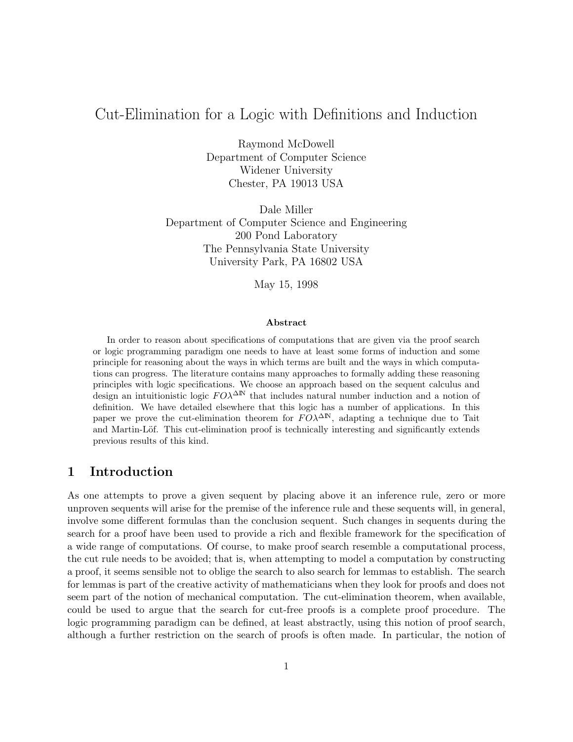# Cut-Elimination for a Logic with Definitions and Induction

Raymond McDowell
Department of Computer Science
Widener University
Chester, PA 19013 USA

Dale Miller
Department of Computer Science and Engineering
200 Pond Laboratory
The Pennsylvania State University
University Park, PA 16802 USA

May 15, 1998

**Abstract**

In order to reason about specifications of computations that are given via the proof search or logic programming paradigm one needs to have at least some forms of induction and some principle for reasoning about the ways in which terms are built and the ways in which computations can progress. The literature contains many approaches to formally adding these reasoning principles with logic specifications. We choose an approach based on the sequent calculus and design an intuitionistic logic $FO\lambda^{\Delta\mathbb{N}}$ that includes natural number induction and a notion of definition. We have detailed elsewhere that this logic has a number of applications. In this paper we prove the cut-elimination theorem for $FO\lambda^{\Delta\mathbb{N}}$, adapting a technique due to Tait and Martin-Löf. This cut-elimination proof is technically interesting and significantly extends previous results of this kind.

## 1 Introduction

As one attempts to prove a given sequent by placing above it an inference rule, zero or more unproven sequents will arise for the premise of the inference rule and these sequents will, in general, involve some different formulas than the conclusion sequent. Such changes in sequents during the search for a proof have been used to provide a rich and flexible framework for the specification of a wide range of computations. Of course, to make proof search resemble a computational process, the cut rule needs to be avoided; that is, when attempting to model a computation by constructing a proof, it seems sensible not to oblige the search to also search for lemmas to establish. The search for lemmas is part of the creative activity of mathematicians when they look for proofs and does not seem part of the notion of mechanical computation. The cut-elimination theorem, when available, could be used to argue that the search for cut-free proofs is a complete proof procedure. The logic programming paradigm can be defined, at least abstractly, using this notion of proof search, although a further restriction on the search of proofs is often made. In particular, the notion of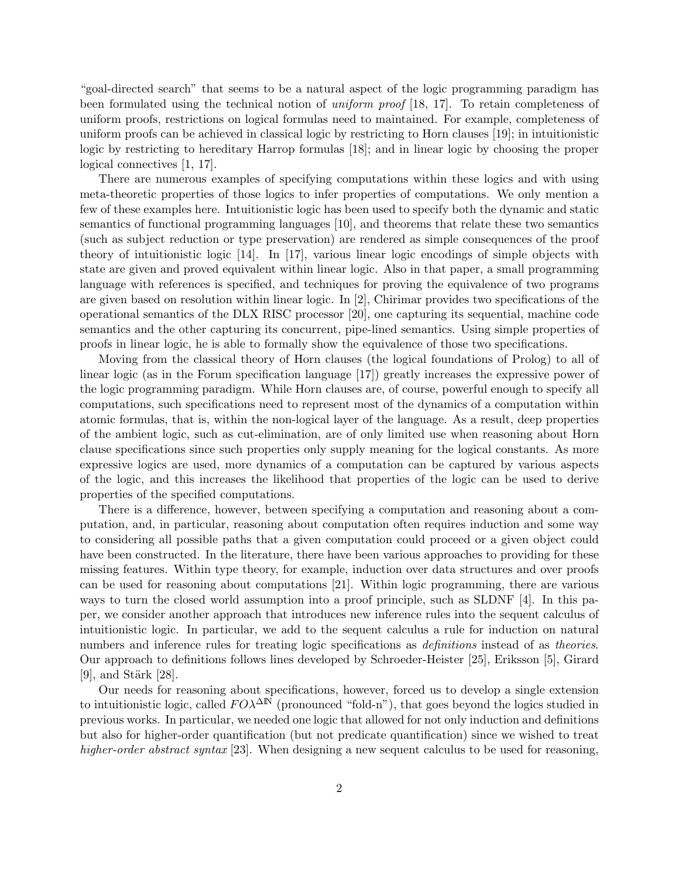"goal-directed search" that seems to be a natural aspect of the logic programming paradigm has been formulated using the technical notion of *uniform proof* [18, 17]. To retain completeness of uniform proofs, restrictions on logical formulas need to maintained. For example, completeness of uniform proofs can be achieved in classical logic by restricting to Horn clauses [19]; in intuitionistic logic by restricting to hereditary Harrop formulas [18]; and in linear logic by choosing the proper logical connectives [1, 17].

There are numerous examples of specifying computations within these logics and with using meta-theoretic properties of those logics to infer properties of computations. We only mention a few of these examples here. Intuitionistic logic has been used to specify both the dynamic and static semantics of functional programming languages [10], and theorems that relate these two semantics (such as subject reduction or type preservation) are rendered as simple consequences of the proof theory of intuitionistic logic [14]. In [17], various linear logic encodings of simple objects with state are given and proved equivalent within linear logic. Also in that paper, a small programming language with references is specified, and techniques for proving the equivalence of two programs are given based on resolution within linear logic. In [2], Chirimar provides two specifications of the operational semantics of the DLX RISC processor [20], one capturing its sequential, machine code semantics and the other capturing its concurrent, pipe-lined semantics. Using simple properties of proofs in linear logic, he is able to formally show the equivalence of those two specifications.

Moving from the classical theory of Horn clauses (the logical foundations of Prolog) to all of linear logic (as in the Forum specification language [17]) greatly increases the expressive power of the logic programming paradigm. While Horn clauses are, of course, powerful enough to specify all computations, such specifications need to represent most of the dynamics of a computation within atomic formulas, that is, within the non-logical layer of the language. As a result, deep properties of the ambient logic, such as cut-elimination, are of only limited use when reasoning about Horn clause specifications since such properties only supply meaning for the logical constants. As more expressive logics are used, more dynamics of a computation can be captured by various aspects of the logic, and this increases the likelihood that properties of the logic can be used to derive properties of the specified computations.

There is a difference, however, between specifying a computation and reasoning about a computation, and, in particular, reasoning about computation often requires induction and some way to considering all possible paths that a given computation could proceed or a given object could have been constructed. In the literature, there have been various approaches to providing for these missing features. Within type theory, for example, induction over data structures and over proofs can be used for reasoning about computations [21]. Within logic programming, there are various ways to turn the closed world assumption into a proof principle, such as SLDNF [4]. In this paper, we consider another approach that introduces new inference rules into the sequent calculus of intuitionistic logic. In particular, we add to the sequent calculus a rule for induction on natural numbers and inference rules for treating logic specifications as *definitions* instead of as *theories*. Our approach to definitions follows lines developed by Schroeder-Heister [25], Eriksson [5], Girard [9], and Stärk [28].

Our needs for reasoning about specifications, however, forced us to develop a single extension to intuitionistic logic, called $FO\lambda^{\Delta\mathbb{N}}$ (pronounced "fold-n"), that goes beyond the logics studied in previous works. In particular, we needed one logic that allowed for not only induction and definitions but also for higher-order quantification (but not predicate quantification) since we wished to treat *higher-order abstract syntax* [23]. When designing a new sequent calculus to be used for reasoning,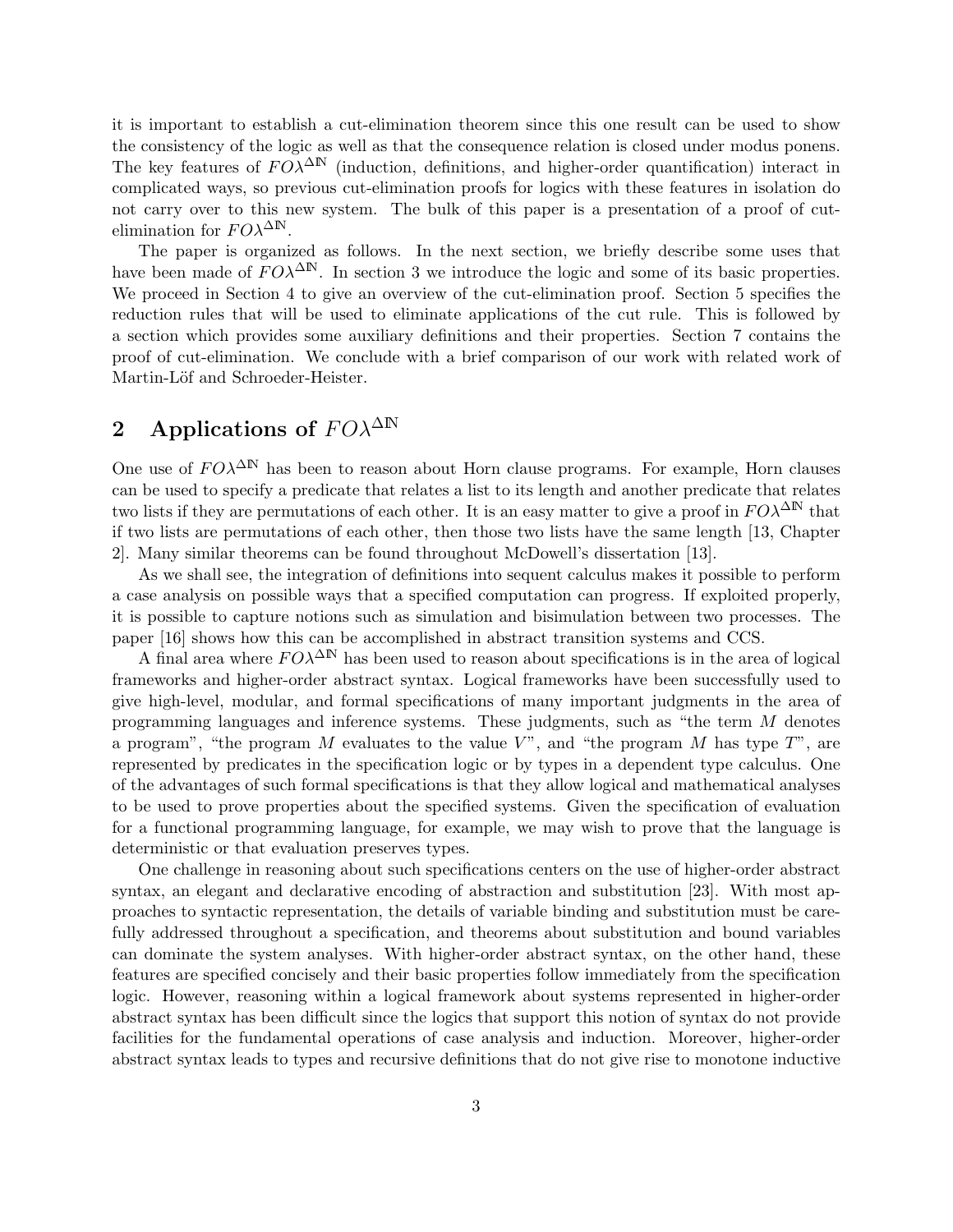it is important to establish a cut-elimination theorem since this one result can be used to show the consistency of the logic as well as that the consequence relation is closed under modus ponens. The key features of $FO\lambda^{\Delta\mathbb{N}}$ (induction, definitions, and higher-order quantification) interact in complicated ways, so previous cut-elimination proofs for logics with these features in isolation do not carry over to this new system. The bulk of this paper is a presentation of a proof of cut-elimination for $FO\lambda^{\Delta\mathbb{N}}$.

The paper is organized as follows. In the next section, we briefly describe some uses that have been made of $FO\lambda^{\Delta\mathbb{N}}$. In section 3 we introduce the logic and some of its basic properties. We proceed in Section 4 to give an overview of the cut-elimination proof. Section 5 specifies the reduction rules that will be used to eliminate applications of the cut rule. This is followed by a section which provides some auxiliary definitions and their properties. Section 7 contains the proof of cut-elimination. We conclude with a brief comparison of our work with related work of Martin-Löf and Schroeder-Heister.

## 2 Applications of $FO\lambda^{\Delta\mathbb{N}}$

One use of $FO\lambda^{\Delta\mathbb{N}}$ has been to reason about Horn clause programs. For example, Horn clauses can be used to specify a predicate that relates a list to its length and another predicate that relates two lists if they are permutations of each other. It is an easy matter to give a proof in $FO\lambda^{\Delta\mathbb{N}}$ that if two lists are permutations of each other, then those two lists have the same length [13, Chapter 2]. Many similar theorems can be found throughout McDowell's dissertation [13].

As we shall see, the integration of definitions into sequent calculus makes it possible to perform a case analysis on possible ways that a specified computation can progress. If exploited properly, it is possible to capture notions such as simulation and bisimulation between two processes. The paper [16] shows how this can be accomplished in abstract transition systems and CCS.

A final area where $FO\lambda^{\Delta\mathbb{N}}$ has been used to reason about specifications is in the area of logical frameworks and higher-order abstract syntax. Logical frameworks have been successfully used to give high-level, modular, and formal specifications of many important judgments in the area of programming languages and inference systems. These judgments, such as "the term $M$ denotes a program", "the program $M$ evaluates to the value $V$", and "the program $M$ has type $T$", are represented by predicates in the specification logic or by types in a dependent type calculus. One of the advantages of such formal specifications is that they allow logical and mathematical analyses to be used to prove properties about the specified systems. Given the specification of evaluation for a functional programming language, for example, we may wish to prove that the language is deterministic or that evaluation preserves types.

One challenge in reasoning about such specifications centers on the use of higher-order abstract syntax, an elegant and declarative encoding of abstraction and substitution [23]. With most approaches to syntactic representation, the details of variable binding and substitution must be carefully addressed throughout a specification, and theorems about substitution and bound variables can dominate the system analyses. With higher-order abstract syntax, on the other hand, these features are specified concisely and their basic properties follow immediately from the specification logic. However, reasoning within a logical framework about systems represented in higher-order abstract syntax has been difficult since the logics that support this notion of syntax do not provide facilities for the fundamental operations of case analysis and induction. Moreover, higher-order abstract syntax leads to types and recursive definitions that do not give rise to monotone inductive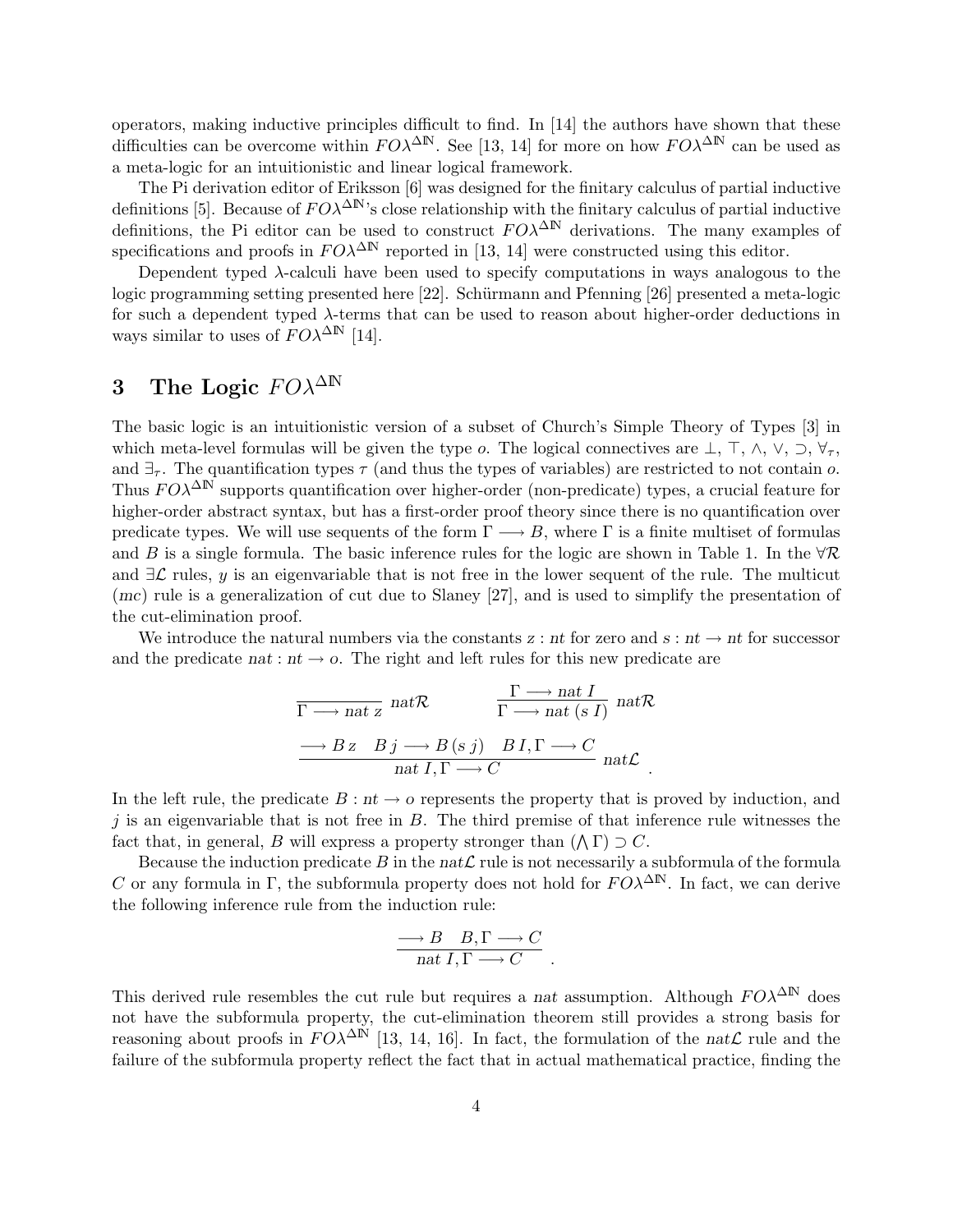operators, making inductive principles difficult to find. In [14] the authors have shown that these difficulties can be overcome within $FO\lambda^{\Delta\mathbb{N}}$. See [13, 14] for more on how $FO\lambda^{\Delta\mathbb{N}}$ can be used as a meta-logic for an intuitionistic and linear logical framework.

The Pi derivation editor of Eriksson [6] was designed for the finitary calculus of partial inductive definitions [5]. Because of $FO\lambda^{\Delta\mathbb{N}}$'s close relationship with the finitary calculus of partial inductive definitions, the Pi editor can be used to construct $FO\lambda^{\Delta\mathbb{N}}$ derivations. The many examples of specifications and proofs in $FO\lambda^{\Delta\mathbb{N}}$ reported in [13, 14] were constructed using this editor.

Dependent typed $\lambda$-calculi have been used to specify computations in ways analogous to the logic programming setting presented here [22]. Schürmann and Pfenning [26] presented a meta-logic for such a dependent typed $\lambda$-terms that can be used to reason about higher-order deductions in ways similar to uses of $FO\lambda^{\Delta\mathbb{N}}$ [14].

## 3 The Logic $FO\lambda^{\Delta\mathbb{N}}$

The basic logic is an intuitionistic version of a subset of Church's Simple Theory of Types [3] in which meta-level formulas will be given the type $o$. The logical connectives are $\bot$, $\top$, $\wedge$, $\vee$, $\supset$, $\forall_\tau$, and $\exists_\tau$. The quantification types $\tau$ (and thus the types of variables) are restricted to not contain $o$. Thus $FO\lambda^{\Delta\mathbb{N}}$ supports quantification over higher-order (non-predicate) types, a crucial feature for higher-order abstract syntax, but has a first-order proof theory since there is no quantification over predicate types. We will use sequents of the form $\Gamma \longrightarrow B$, where $\Gamma$ is a finite multiset of formulas and $B$ is a single formula. The basic inference rules for the logic are shown in Table 1. In the $\forall\mathcal{R}$ and $\exists\mathcal{L}$ rules, $y$ is an eigenvariable that is not free in the lower sequent of the rule. The multicut ($mc$) rule is a generalization of cut due to Slaney [27], and is used to simplify the presentation of the cut-elimination proof.

We introduce the natural numbers via the constants $z : nt$ for zero and $s : nt \rightarrow nt$ for successor and the predicate $nat : nt \rightarrow o$. The right and left rules for this new predicate are

$$\frac{}{\Gamma \longrightarrow nat\ z}\ nat\mathcal{R} \qquad\qquad \frac{\Gamma \longrightarrow nat\ I}{\Gamma \longrightarrow nat\ (s\ I)}\ nat\mathcal{R}$$

$$\frac{\longrightarrow B\,z \quad B\,j \longrightarrow B\,(s\,j) \quad B\,I, \Gamma \longrightarrow C}{nat\ I, \Gamma \longrightarrow C}\ nat\mathcal{L}\quad .$$

In the left rule, the predicate $B : nt \rightarrow o$ represents the property that is proved by induction, and $j$ is an eigenvariable that is not free in $B$. The third premise of that inference rule witnesses the fact that, in general, $B$ will express a property stronger than $(\bigwedge \Gamma) \supset C$.

Because the induction predicate $B$ in the $nat\mathcal{L}$ rule is not necessarily a subformula of the formula $C$ or any formula in $\Gamma$, the subformula property does not hold for $FO\lambda^{\Delta\mathbb{N}}$. In fact, we can derive the following inference rule from the induction rule:

$$\frac{\longrightarrow B \quad B, \Gamma \longrightarrow C}{nat\ I, \Gamma \longrightarrow C}\quad .$$

This derived rule resembles the cut rule but requires a $nat$ assumption. Although $FO\lambda^{\Delta\mathbb{N}}$ does not have the subformula property, the cut-elimination theorem still provides a strong basis for reasoning about proofs in $FO\lambda^{\Delta\mathbb{N}}$ [13, 14, 16]. In fact, the formulation of the $nat\mathcal{L}$ rule and the failure of the subformula property reflect the fact that in actual mathematical practice, finding the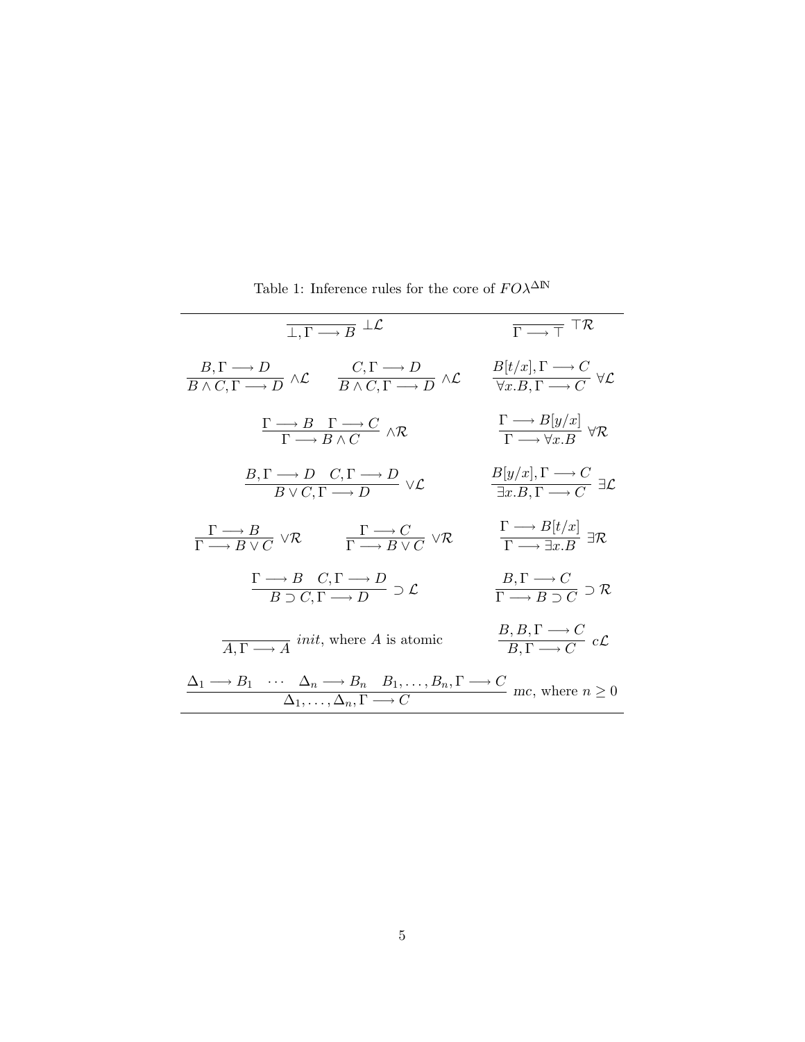Table 1: Inference rules for the core of $FO\lambda^{\Delta\mathbb{N}}$

$$\frac{}{\bot, \Gamma \longrightarrow B} \ \bot\mathcal{L} \qquad\qquad \frac{}{\Gamma \longrightarrow \top} \ \top\mathcal{R}$$

$$\frac{B, \Gamma \longrightarrow D}{B \wedge C, \Gamma \longrightarrow D} \ \wedge\mathcal{L} \qquad \frac{C, \Gamma \longrightarrow D}{B \wedge C, \Gamma \longrightarrow D} \ \wedge\mathcal{L} \qquad \frac{B[t/x], \Gamma \longrightarrow C}{\forall x.B, \Gamma \longrightarrow C} \ \forall\mathcal{L}$$

$$\frac{\Gamma \longrightarrow B \quad \Gamma \longrightarrow C}{\Gamma \longrightarrow B \wedge C} \ \wedge\mathcal{R} \qquad\qquad \frac{\Gamma \longrightarrow B[y/x]}{\Gamma \longrightarrow \forall x.B} \ \forall\mathcal{R}$$

$$\frac{B, \Gamma \longrightarrow D \quad C, \Gamma \longrightarrow D}{B \vee C, \Gamma \longrightarrow D} \ \vee\mathcal{L} \qquad\qquad \frac{B[y/x], \Gamma \longrightarrow C}{\exists x.B, \Gamma \longrightarrow C} \ \exists\mathcal{L}$$

$$\frac{\Gamma \longrightarrow B}{\Gamma \longrightarrow B \vee C} \ \vee\mathcal{R} \qquad \frac{\Gamma \longrightarrow C}{\Gamma \longrightarrow B \vee C} \ \vee\mathcal{R} \qquad \frac{\Gamma \longrightarrow B[t/x]}{\Gamma \longrightarrow \exists x.B} \ \exists\mathcal{R}$$

$$\frac{\Gamma \longrightarrow B \quad C, \Gamma \longrightarrow D}{B \supset C, \Gamma \longrightarrow D} \ \supset\mathcal{L} \qquad\qquad \frac{B, \Gamma \longrightarrow C}{\Gamma \longrightarrow B \supset C} \ \supset\mathcal{R}$$

$$\frac{}{A, \Gamma \longrightarrow A} \ init\text{, where } A \text{ is atomic} \qquad\qquad \frac{B, B, \Gamma \longrightarrow C}{B, \Gamma \longrightarrow C} \ c\mathcal{L}$$

$$\frac{\Delta_1 \longrightarrow B_1 \quad \cdots \quad \Delta_n \longrightarrow B_n \quad B_1, \ldots, B_n, \Gamma \longrightarrow C}{\Delta_1, \ldots, \Delta_n, \Gamma \longrightarrow C} \ mc\text{, where } n \geq 0$$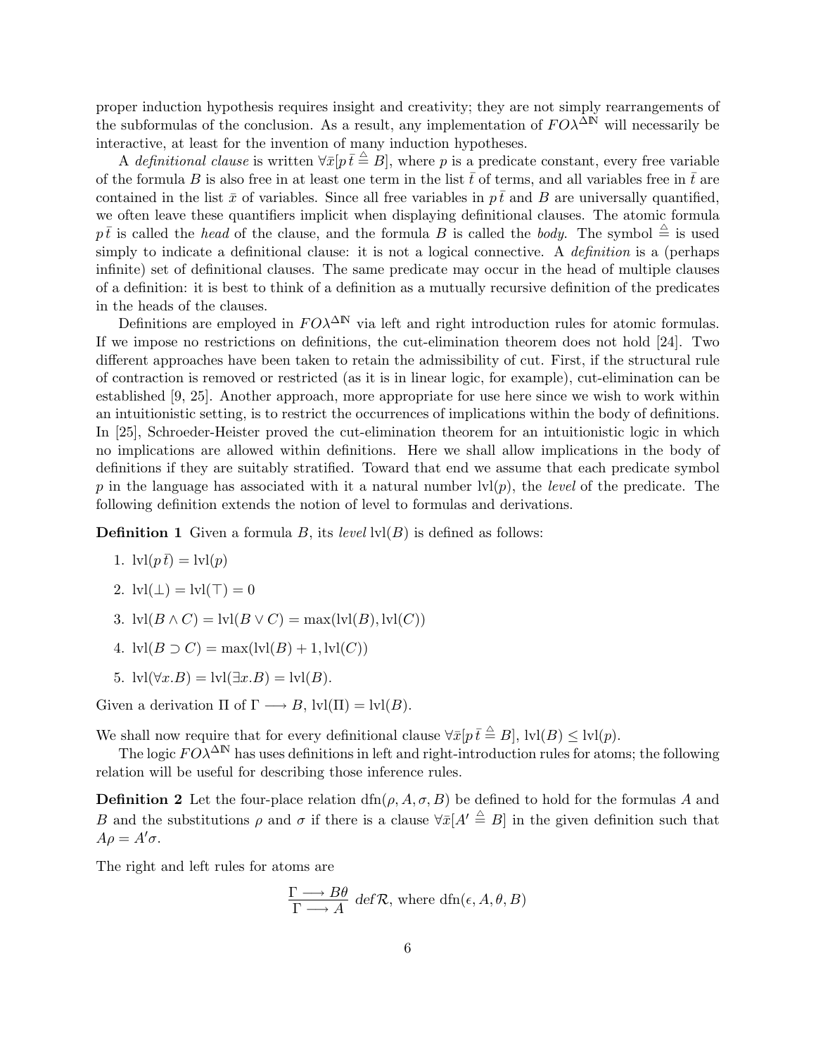proper induction hypothesis requires insight and creativity; they are not simply rearrangements of the subformulas of the conclusion. As a result, any implementation of $FO\lambda^{\Delta\mathbb{N}}$ will necessarily be interactive, at least for the invention of many induction hypotheses.

A *definitional clause* is written $\forall \bar{x}[p\,\bar{t} \stackrel{\triangle}{=} B]$, where $p$ is a predicate constant, every free variable of the formula $B$ is also free in at least one term in the list $\bar{t}$ of terms, and all variables free in $\bar{t}$ are contained in the list $\bar{x}$ of variables. Since all free variables in $p\,\bar{t}$ and $B$ are universally quantified, we often leave these quantifiers implicit when displaying definitional clauses. The atomic formula $p\,\bar{t}$ is called the *head* of the clause, and the formula $B$ is called the *body*. The symbol $\stackrel{\triangle}{=}$ is used simply to indicate a definitional clause: it is not a logical connective. A *definition* is a (perhaps infinite) set of definitional clauses. The same predicate may occur in the head of multiple clauses of a definition: it is best to think of a definition as a mutually recursive definition of the predicates in the heads of the clauses.

Definitions are employed in $FO\lambda^{\Delta\mathbb{N}}$ via left and right introduction rules for atomic formulas. If we impose no restrictions on definitions, the cut-elimination theorem does not hold [24]. Two different approaches have been taken to retain the admissibility of cut. First, if the structural rule of contraction is removed or restricted (as it is in linear logic, for example), cut-elimination can be established [9, 25]. Another approach, more appropriate for use here since we wish to work within an intuitionistic setting, is to restrict the occurrences of implications within the body of definitions. In [25], Schroeder-Heister proved the cut-elimination theorem for an intuitionistic logic in which no implications are allowed within definitions. Here we shall allow implications in the body of definitions if they are suitably stratified. Toward that end we assume that each predicate symbol $p$ in the language has associated with it a natural number $\mathrm{lvl}(p)$, the *level* of the predicate. The following definition extends the notion of level to formulas and derivations.

**Definition 1** Given a formula $B$, its *level* $\mathrm{lvl}(B)$ is defined as follows:

1. $\mathrm{lvl}(p\,\bar{t}) = \mathrm{lvl}(p)$
2. $\mathrm{lvl}(\bot) = \mathrm{lvl}(\top) = 0$
3. $\mathrm{lvl}(B \wedge C) = \mathrm{lvl}(B \vee C) = \max(\mathrm{lvl}(B), \mathrm{lvl}(C))$
4. $\mathrm{lvl}(B \supset C) = \max(\mathrm{lvl}(B) + 1, \mathrm{lvl}(C))$
5. $\mathrm{lvl}(\forall x.B) = \mathrm{lvl}(\exists x.B) = \mathrm{lvl}(B)$.

Given a derivation $\Pi$ of $\Gamma \longrightarrow B$, $\mathrm{lvl}(\Pi) = \mathrm{lvl}(B)$.

We shall now require that for every definitional clause $\forall \bar{x}[p\,\bar{t} \stackrel{\triangle}{=} B]$, $\mathrm{lvl}(B) \leq \mathrm{lvl}(p)$.

The logic $FO\lambda^{\Delta\mathbb{N}}$ has uses definitions in left and right-introduction rules for atoms; the following relation will be useful for describing those inference rules.

**Definition 2** Let the four-place relation $\mathrm{dfn}(\rho, A, \sigma, B)$ be defined to hold for the formulas $A$ and $B$ and the substitutions $\rho$ and $\sigma$ if there is a clause $\forall \bar{x}[A' \stackrel{\triangle}{=} B]$ in the given definition such that $A\rho = A'\sigma$.

The right and left rules for atoms are

$$\frac{\Gamma \longrightarrow B\theta}{\Gamma \longrightarrow A}\ \mathit{def}\mathcal{R}, \text{ where } \mathrm{dfn}(\epsilon, A, \theta, B)$$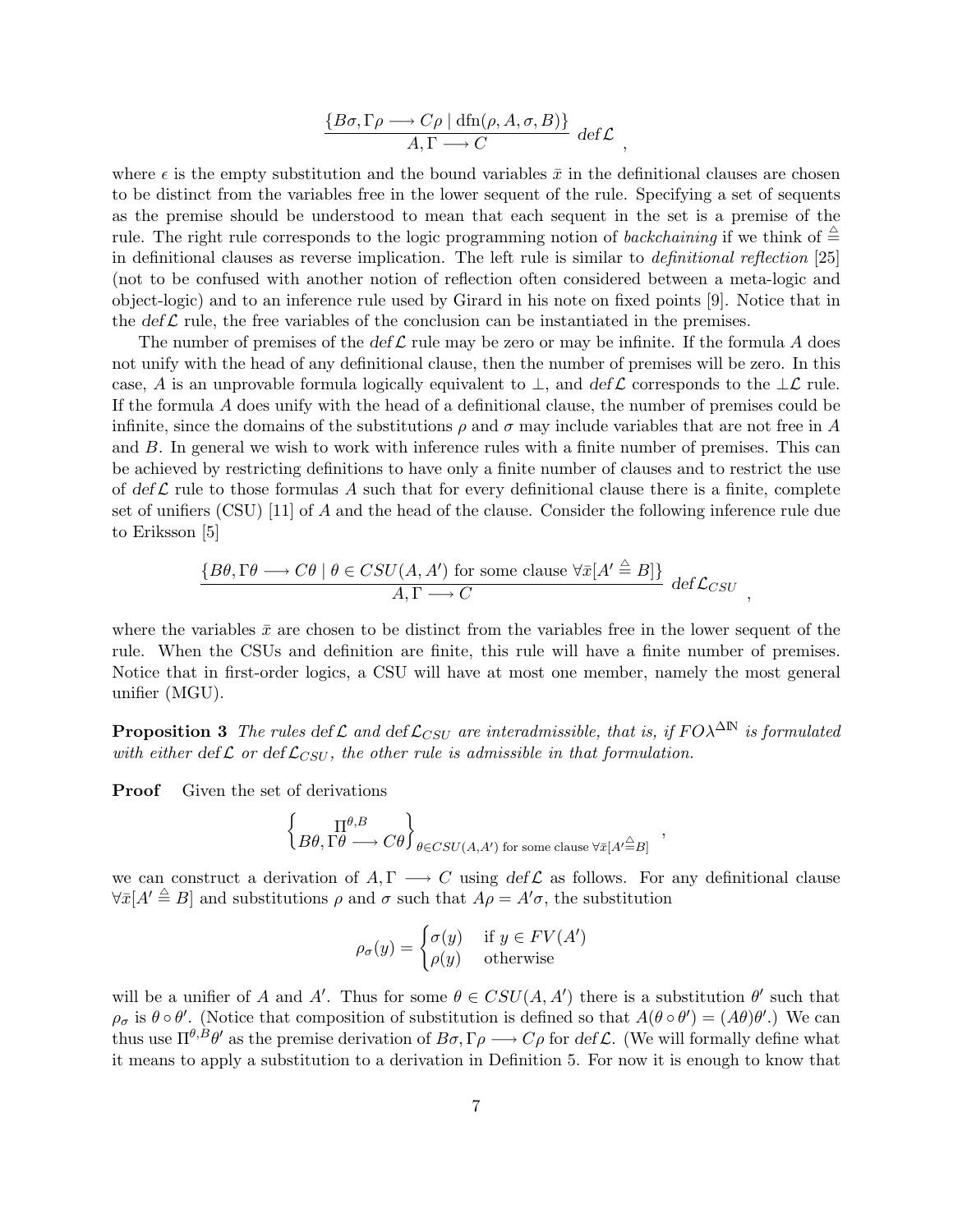$$\frac{\{B\sigma, \Gamma\rho \longrightarrow C\rho \mid \mathrm{dfn}(\rho, A, \sigma, B)\}}{A, \Gamma \longrightarrow C}\ \mathit{def}\mathcal{L}\quad ,$$

where $\epsilon$ is the empty substitution and the bound variables $\bar{x}$ in the definitional clauses are chosen to be distinct from the variables free in the lower sequent of the rule. Specifying a set of sequents as the premise should be understood to mean that each sequent in the set is a premise of the rule. The right rule corresponds to the logic programming notion of *backchaining* if we think of $\triangleq$ in definitional clauses as reverse implication. The left rule is similar to *definitional reflection* [25] (not to be confused with another notion of reflection often considered between a meta-logic and object-logic) and to an inference rule used by Girard in his note on fixed points [9]. Notice that in the $\mathit{def}\mathcal{L}$ rule, the free variables of the conclusion can be instantiated in the premises.

The number of premises of the $\mathit{def}\mathcal{L}$ rule may be zero or may be infinite. If the formula $A$ does not unify with the head of any definitional clause, then the number of premises will be zero. In this case, $A$ is an unprovable formula logically equivalent to $\perp$, and $\mathit{def}\mathcal{L}$ corresponds to the $\perp\mathcal{L}$ rule. If the formula $A$ does unify with the head of a definitional clause, the number of premises could be infinite, since the domains of the substitutions $\rho$ and $\sigma$ may include variables that are not free in $A$ and $B$. In general we wish to work with inference rules with a finite number of premises. This can be achieved by restricting definitions to have only a finite number of clauses and to restrict the use of $\mathit{def}\mathcal{L}$ rule to those formulas $A$ such that for every definitional clause there is a finite, complete set of unifiers (CSU) [11] of $A$ and the head of the clause. Consider the following inference rule due to Eriksson [5]

$$\frac{\{B\theta, \Gamma\theta \longrightarrow C\theta \mid \theta \in CSU(A, A') \text{ for some clause } \forall\bar{x}[A' \triangleq B]\}}{A, \Gamma \longrightarrow C}\ \mathit{def}\mathcal{L}_{CSU}\quad ,$$

where the variables $\bar{x}$ are chosen to be distinct from the variables free in the lower sequent of the rule. When the CSUs and definition are finite, this rule will have a finite number of premises. Notice that in first-order logics, a CSU will have at most one member, namely the most general unifier (MGU).

**Proposition 3** *The rules* $\mathit{def}\mathcal{L}$ *and* $\mathit{def}\mathcal{L}_{CSU}$ *are interadmissible, that is, if* $FO\lambda^{\Delta\mathbb{N}}$ *is formulated with either* $\mathit{def}\mathcal{L}$ *or* $\mathit{def}\mathcal{L}_{CSU}$*, the other rule is admissible in that formulation.*

**Proof** Given the set of derivations

$$\left\{ \begin{matrix} \Pi^{\theta,B} \\ B\theta, \Gamma\theta \longrightarrow C\theta \end{matrix} \right\}_{\theta \in CSU(A,A') \text{ for some clause } \forall\bar{x}[A' \triangleq B]}\ ,$$

we can construct a derivation of $A, \Gamma \longrightarrow C$ using $\mathit{def}\mathcal{L}$ as follows. For any definitional clause $\forall\bar{x}[A' \triangleq B]$ and substitutions $\rho$ and $\sigma$ such that $A\rho = A'\sigma$, the substitution

$$\rho_\sigma(y) = \begin{cases} \sigma(y) & \text{if } y \in FV(A') \\ \rho(y) & \text{otherwise} \end{cases}$$

will be a unifier of $A$ and $A'$. Thus for some $\theta \in CSU(A, A')$ there is a substitution $\theta'$ such that $\rho_\sigma$ is $\theta \circ \theta'$. (Notice that composition of substitution is defined so that $A(\theta \circ \theta') = (A\theta)\theta'$.) We can thus use $\Pi^{\theta,B}\theta'$ as the premise derivation of $B\sigma, \Gamma\rho \longrightarrow C\rho$ for $\mathit{def}\mathcal{L}$. (We will formally define what it means to apply a substitution to a derivation in Definition 5. For now it is enough to know that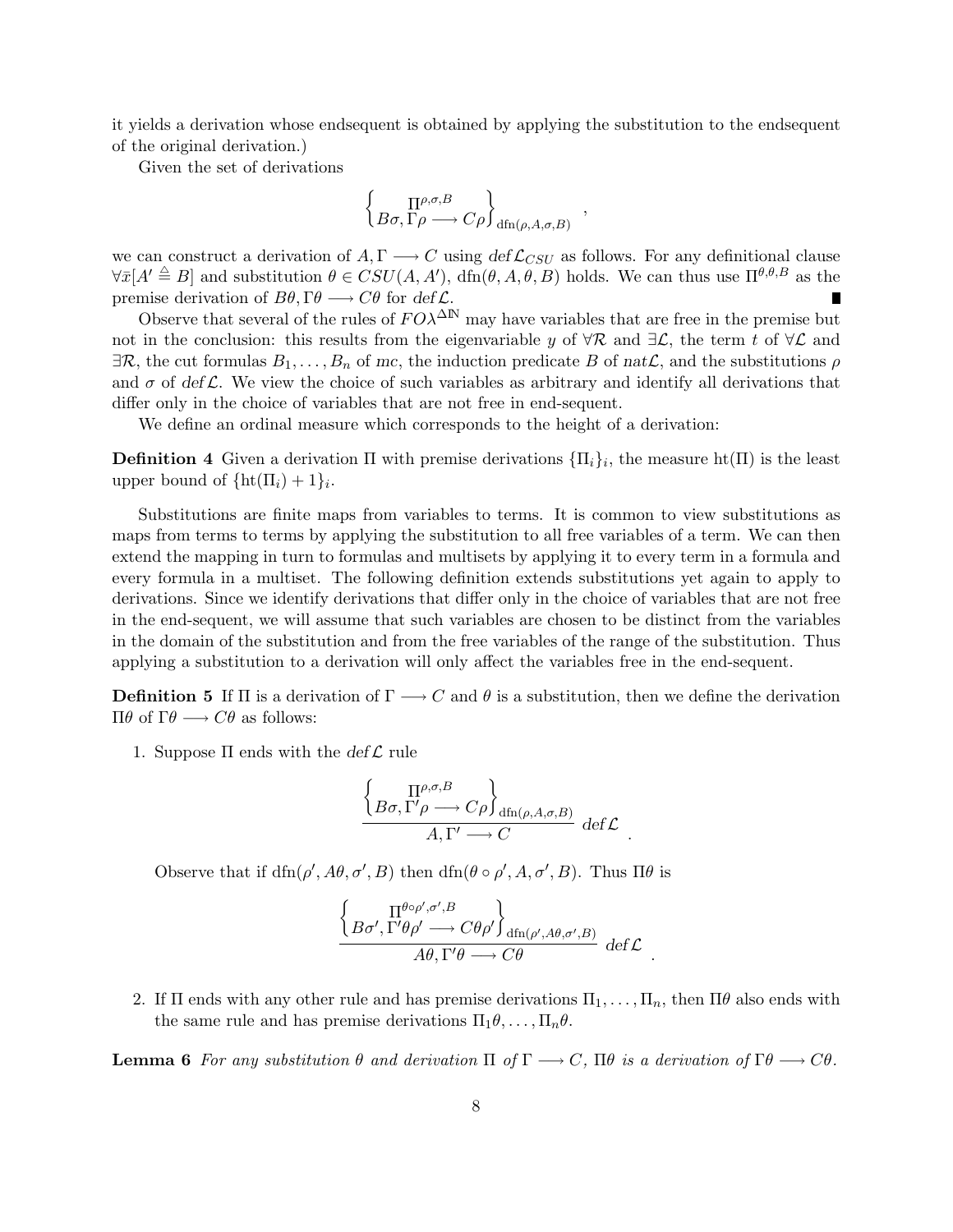it yields a derivation whose endsequent is obtained by applying the substitution to the endsequent of the original derivation.)

Given the set of derivations

$$\left\{ \begin{array}{c} \Pi^{\rho,\sigma,B} \\ B\sigma, \Gamma\rho \longrightarrow C\rho \end{array} \right\}_{\mathrm{dfn}(\rho,A,\sigma,B)} ,$$

we can construct a derivation of $A, \Gamma \longrightarrow C$ using $def\mathcal{L}_{CSU}$ as follows. For any definitional clause $\forall \bar{x}[A' \triangleq B]$ and substitution $\theta \in CSU(A, A')$, $\mathrm{dfn}(\theta, A, \theta, B)$ holds. We can thus use $\Pi^{\theta,\theta,B}$ as the premise derivation of $B\theta, \Gamma\theta \longrightarrow C\theta$ for $def\mathcal{L}$. ∎

Observe that several of the rules of $FO\lambda^{\Delta\mathbb{N}}$ may have variables that are free in the premise but not in the conclusion: this results from the eigenvariable $y$ of $\forall\mathcal{R}$ and $\exists\mathcal{L}$, the term $t$ of $\forall\mathcal{L}$ and $\exists\mathcal{R}$, the cut formulas $B_1, \ldots, B_n$ of $mc$, the induction predicate $B$ of $nat\mathcal{L}$, and the substitutions $\rho$ and $\sigma$ of $def\mathcal{L}$. We view the choice of such variables as arbitrary and identify all derivations that differ only in the choice of variables that are not free in end-sequent.

We define an ordinal measure which corresponds to the height of a derivation:

**Definition 4** Given a derivation $\Pi$ with premise derivations $\{\Pi_i\}_i$, the measure $\mathrm{ht}(\Pi)$ is the least upper bound of $\{\mathrm{ht}(\Pi_i) + 1\}_i$.

Substitutions are finite maps from variables to terms. It is common to view substitutions as maps from terms to terms by applying the substitution to all free variables of a term. We can then extend the mapping in turn to formulas and multisets by applying it to every term in a formula and every formula in a multiset. The following definition extends substitutions yet again to apply to derivations. Since we identify derivations that differ only in the choice of variables that are not free in the end-sequent, we will assume that such variables are chosen to be distinct from the variables in the domain of the substitution and from the free variables of the range of the substitution. Thus applying a substitution to a derivation will only affect the variables free in the end-sequent.

**Definition 5** If $\Pi$ is a derivation of $\Gamma \longrightarrow C$ and $\theta$ is a substitution, then we define the derivation $\Pi\theta$ of $\Gamma\theta \longrightarrow C\theta$ as follows:

1. Suppose $\Pi$ ends with the $def\mathcal{L}$ rule

$$\frac{\left\{ \begin{array}{c} \Pi^{\rho,\sigma,B} \\ B\sigma, \Gamma'\rho \longrightarrow C\rho \end{array} \right\}_{\mathrm{dfn}(\rho,A,\sigma,B)}}{A, \Gamma' \longrightarrow C} \ def\mathcal{L} .$$

   Observe that if $\mathrm{dfn}(\rho', A\theta, \sigma', B)$ then $\mathrm{dfn}(\theta \circ \rho', A, \sigma', B)$. Thus $\Pi\theta$ is

$$\frac{\left\{ \begin{array}{c} \Pi^{\theta\circ\rho',\sigma',B} \\ B\sigma', \Gamma'\theta\rho' \longrightarrow C\theta\rho' \end{array} \right\}_{\mathrm{dfn}(\rho',A\theta,\sigma',B)}}{A\theta, \Gamma'\theta \longrightarrow C\theta} \ def\mathcal{L} .$$

2. If $\Pi$ ends with any other rule and has premise derivations $\Pi_1, \ldots, \Pi_n$, then $\Pi\theta$ also ends with the same rule and has premise derivations $\Pi_1\theta, \ldots, \Pi_n\theta$.

**Lemma 6** *For any substitution $\theta$ and derivation $\Pi$ of $\Gamma \longrightarrow C$, $\Pi\theta$ is a derivation of $\Gamma\theta \longrightarrow C\theta$.*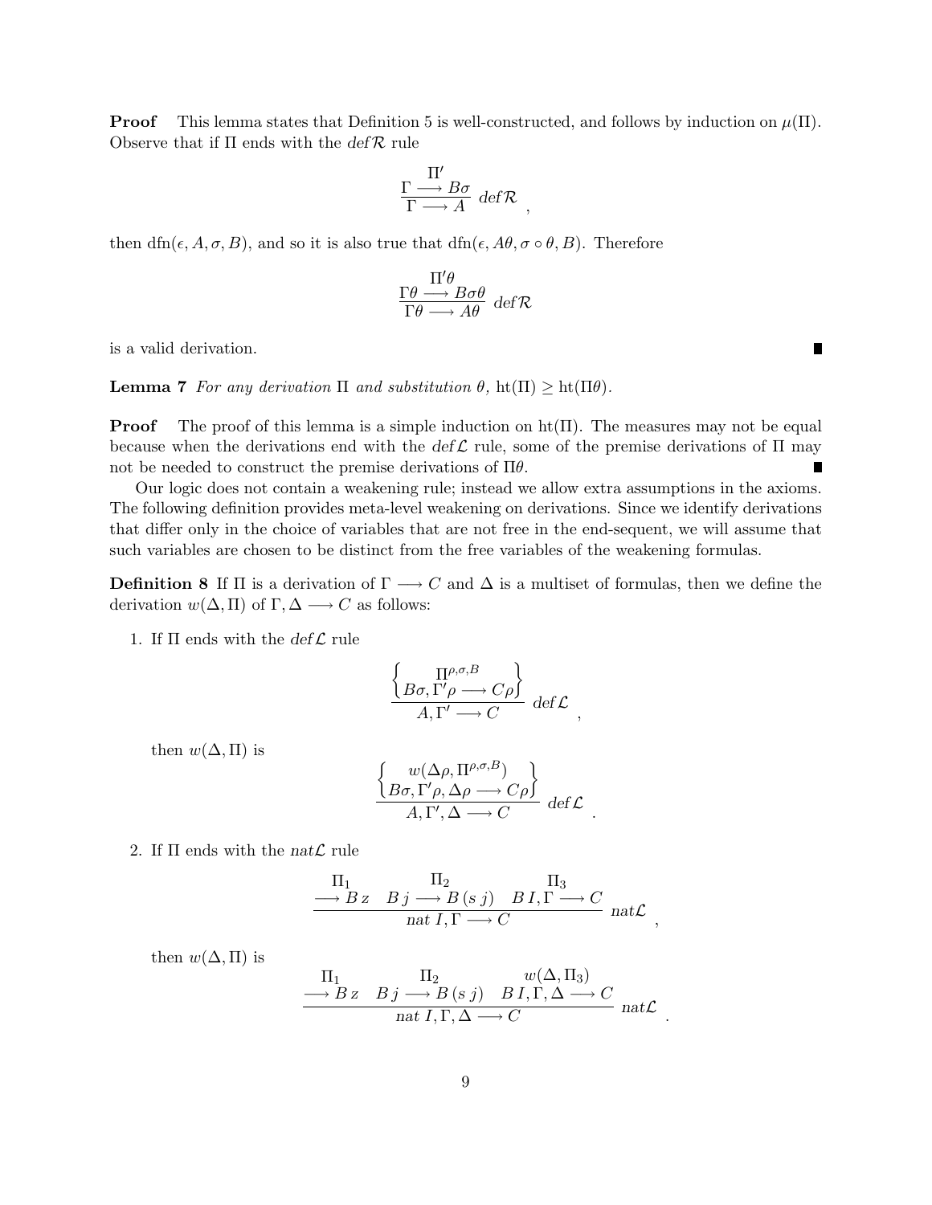**Proof** This lemma states that Definition 5 is well-constructed, and follows by induction on $\mu(\Pi)$. Observe that if $\Pi$ ends with the $\mathit{def}\mathcal{R}$ rule

$$\frac{\begin{array}{c}\Pi' \\ \Gamma \longrightarrow B\sigma\end{array}}{\Gamma \longrightarrow A}\ \mathit{def}\mathcal{R}\ ,$$

then $\mathrm{dfn}(\epsilon, A, \sigma, B)$, and so it is also true that $\mathrm{dfn}(\epsilon, A\theta, \sigma \circ \theta, B)$. Therefore

$$\frac{\begin{array}{c}\Pi'\theta \\ \Gamma\theta \longrightarrow B\sigma\theta\end{array}}{\Gamma\theta \longrightarrow A\theta}\ \mathit{def}\mathcal{R}$$

is a valid derivation. ∎

**Lemma 7** *For any derivation $\Pi$ and substitution $\theta$, $\mathrm{ht}(\Pi) \geq \mathrm{ht}(\Pi\theta)$.*

**Proof** The proof of this lemma is a simple induction on $\mathrm{ht}(\Pi)$. The measures may not be equal because when the derivations end with the $\mathit{def}\mathcal{L}$ rule, some of the premise derivations of $\Pi$ may not be needed to construct the premise derivations of $\Pi\theta$. ∎

Our logic does not contain a weakening rule; instead we allow extra assumptions in the axioms. The following definition provides meta-level weakening on derivations. Since we identify derivations that differ only in the choice of variables that are not free in the end-sequent, we will assume that such variables are chosen to be distinct from the free variables of the weakening formulas.

**Definition 8** If $\Pi$ is a derivation of $\Gamma \longrightarrow C$ and $\Delta$ is a multiset of formulas, then we define the derivation $w(\Delta, \Pi)$ of $\Gamma, \Delta \longrightarrow C$ as follows:

1. If $\Pi$ ends with the $\mathit{def}\mathcal{L}$ rule

$$\frac{\left\{\begin{array}{c}\Pi^{\rho,\sigma,B} \\ B\sigma, \Gamma'\rho \longrightarrow C\rho\end{array}\right\}}{A, \Gamma' \longrightarrow C}\ \mathit{def}\mathcal{L}\ ,$$

   then $w(\Delta, \Pi)$ is

$$\frac{\left\{\begin{array}{c}w(\Delta\rho, \Pi^{\rho,\sigma,B}) \\ B\sigma, \Gamma'\rho, \Delta\rho \longrightarrow C\rho\end{array}\right\}}{A, \Gamma', \Delta \longrightarrow C}\ \mathit{def}\mathcal{L}\ .$$

2. If $\Pi$ ends with the $\mathit{nat}\mathcal{L}$ rule

$$\frac{\begin{array}{c}\Pi_1 \\ \longrightarrow B\,z\end{array} \quad \begin{array}{c}\Pi_2 \\ B\,j \longrightarrow B\,(s\,j)\end{array} \quad \begin{array}{c}\Pi_3 \\ B\,I, \Gamma \longrightarrow C\end{array}}{\mathit{nat}\ I, \Gamma \longrightarrow C}\ \mathit{nat}\mathcal{L}\ ,$$

   then $w(\Delta, \Pi)$ is

$$\frac{\begin{array}{c}\Pi_1 \\ \longrightarrow B\,z\end{array} \quad \begin{array}{c}\Pi_2 \\ B\,j \longrightarrow B\,(s\,j)\end{array} \quad \begin{array}{c}w(\Delta, \Pi_3) \\ B\,I, \Gamma, \Delta \longrightarrow C\end{array}}{\mathit{nat}\ I, \Gamma, \Delta \longrightarrow C}\ \mathit{nat}\mathcal{L}\ .$$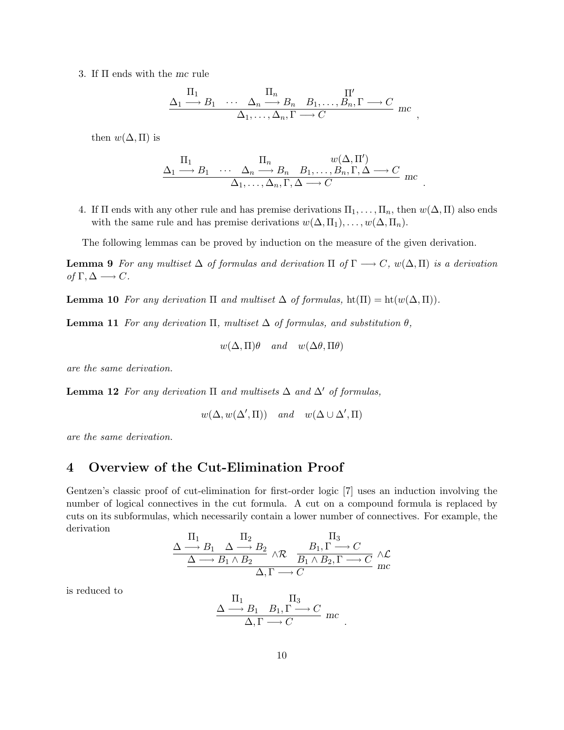3. If $\Pi$ ends with the *mc* rule

$$\frac{\begin{array}{c}\Pi_1\\ \Delta_1 \longrightarrow B_1\end{array} \quad \cdots \quad \begin{array}{c}\Pi_n\\ \Delta_n \longrightarrow B_n\end{array} \quad \begin{array}{c}\Pi'\\ B_1, \ldots, B_n, \Gamma \longrightarrow C\end{array}}{\Delta_1, \ldots, \Delta_n, \Gamma \longrightarrow C} \; mc \quad ,$$

then $w(\Delta, \Pi)$ is

$$\frac{\begin{array}{c}\Pi_1\\ \Delta_1 \longrightarrow B_1\end{array} \quad \cdots \quad \begin{array}{c}\Pi_n\\ \Delta_n \longrightarrow B_n\end{array} \quad \begin{array}{c}w(\Delta, \Pi')\\ B_1, \ldots, B_n, \Gamma, \Delta \longrightarrow C\end{array}}{\Delta_1, \ldots, \Delta_n, \Gamma, \Delta \longrightarrow C} \; mc \quad .$$

4. If $\Pi$ ends with any other rule and has premise derivations $\Pi_1, \ldots, \Pi_n$, then $w(\Delta, \Pi)$ also ends with the same rule and has premise derivations $w(\Delta, \Pi_1), \ldots, w(\Delta, \Pi_n)$.

The following lemmas can be proved by induction on the measure of the given derivation.

**Lemma 9** *For any multiset $\Delta$ of formulas and derivation $\Pi$ of $\Gamma \longrightarrow C$, $w(\Delta, \Pi)$ is a derivation of $\Gamma, \Delta \longrightarrow C$.*

**Lemma 10** *For any derivation $\Pi$ and multiset $\Delta$ of formulas,* $\mathrm{ht}(\Pi) = \mathrm{ht}(w(\Delta, \Pi))$.

**Lemma 11** *For any derivation $\Pi$, multiset $\Delta$ of formulas, and substitution $\theta$,*

$$w(\Delta, \Pi)\theta \quad \text{and} \quad w(\Delta\theta, \Pi\theta)$$

*are the same derivation.*

**Lemma 12** *For any derivation $\Pi$ and multisets $\Delta$ and $\Delta'$ of formulas,*

$$w(\Delta, w(\Delta', \Pi)) \quad \text{and} \quad w(\Delta \cup \Delta', \Pi)$$

*are the same derivation.*

## 4 Overview of the Cut-Elimination Proof

Gentzen's classic proof of cut-elimination for first-order logic [7] uses an induction involving the number of logical connectives in the cut formula. A cut on a compound formula is replaced by cuts on its subformulas, which necessarily contain a lower number of connectives. For example, the derivation

$$\frac{\dfrac{\begin{array}{c}\Pi_1\\ \Delta \longrightarrow B_1\end{array} \quad \begin{array}{c}\Pi_2\\ \Delta \longrightarrow B_2\end{array}}{\Delta \longrightarrow B_1 \wedge B_2} \wedge\mathcal{R} \quad \dfrac{\begin{array}{c}\Pi_3\\ B_1, \Gamma \longrightarrow C\end{array}}{B_1 \wedge B_2, \Gamma \longrightarrow C} \wedge\mathcal{L}}{\Delta, \Gamma \longrightarrow C} \; mc$$

is reduced to

$$\frac{\begin{array}{c}\Pi_1\\ \Delta \longrightarrow B_1\end{array} \quad \begin{array}{c}\Pi_3\\ B_1, \Gamma \longrightarrow C\end{array}}{\Delta, \Gamma \longrightarrow C} \; mc \quad .$$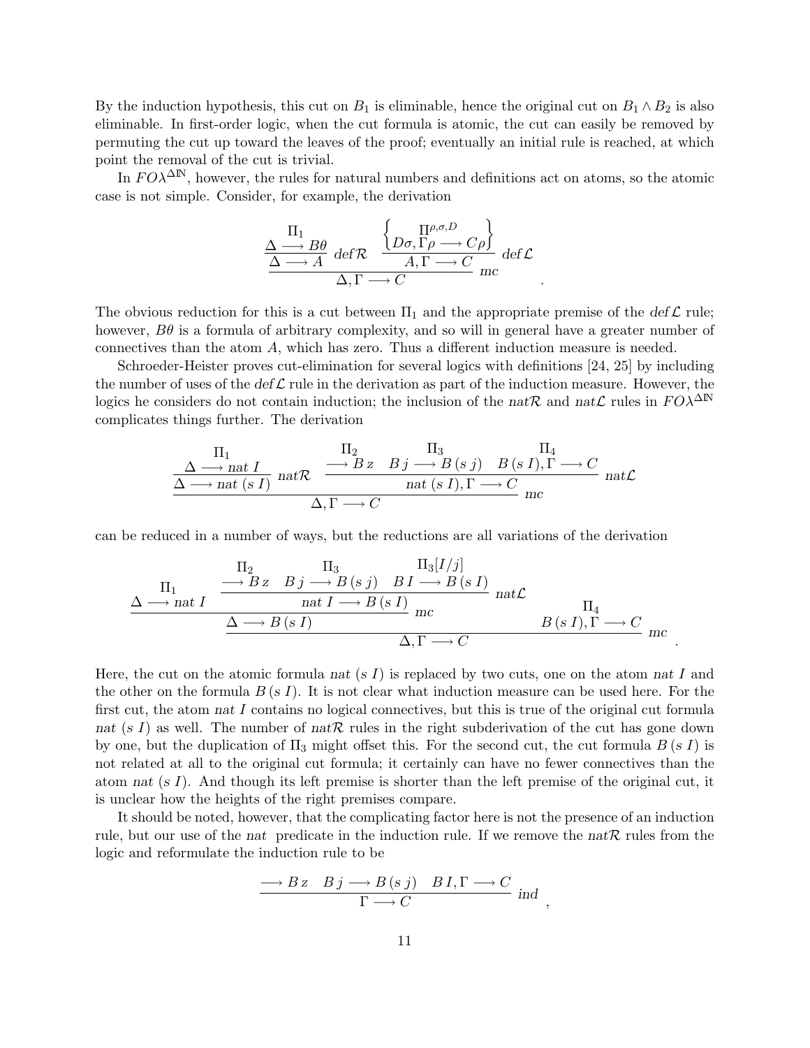By the induction hypothesis, this cut on $B_1$ is eliminable, hence the original cut on $B_1 \wedge B_2$ is also eliminable. In first-order logic, when the cut formula is atomic, the cut can easily be removed by permuting the cut up toward the leaves of the proof; eventually an initial rule is reached, at which point the removal of the cut is trivial.

In $FO\lambda^{\Delta\mathbb{N}}$, however, the rules for natural numbers and definitions act on atoms, so the atomic case is not simple. Consider, for example, the derivation

$$\dfrac{\dfrac{\dfrac{\Pi_1}{\Delta \longrightarrow B\theta}}{\Delta \longrightarrow A}\, def\mathcal{R} \quad \dfrac{\left\{ \dfrac{\Pi^{\rho,\sigma,D}}{D\sigma, \Gamma\rho \longrightarrow C\rho} \right\}}{A, \Gamma \longrightarrow C}\, def\mathcal{L}}{\Delta, \Gamma \longrightarrow C}\, mc \quad .$$

The obvious reduction for this is a cut between $\Pi_1$ and the appropriate premise of the $def\mathcal{L}$ rule; however, $B\theta$ is a formula of arbitrary complexity, and so will in general have a greater number of connectives than the atom $A$, which has zero. Thus a different induction measure is needed.

Schroeder-Heister proves cut-elimination for several logics with definitions [24, 25] by including the number of uses of the $def\mathcal{L}$ rule in the derivation as part of the induction measure. However, the logics he considers do not contain induction; the inclusion of the $nat\mathcal{R}$ and $nat\mathcal{L}$ rules in $FO\lambda^{\Delta\mathbb{N}}$ complicates things further. The derivation

$$\dfrac{\dfrac{\dfrac{\Pi_1}{\Delta \longrightarrow nat\ I}}{\Delta \longrightarrow nat\ (s\ I)}\, nat\mathcal{R} \quad \dfrac{\dfrac{\Pi_2}{\longrightarrow B\, z} \quad \dfrac{\Pi_3}{B\, j \longrightarrow B\, (s\ j)} \quad \dfrac{\Pi_4}{B\, (s\ I), \Gamma \longrightarrow C}}{nat\ (s\ I), \Gamma \longrightarrow C}\, nat\mathcal{L}}{\Delta, \Gamma \longrightarrow C}\, mc$$

can be reduced in a number of ways, but the reductions are all variations of the derivation

$$\dfrac{\dfrac{\dfrac{\Pi_1}{\Delta \longrightarrow nat\ I} \quad \dfrac{\dfrac{\Pi_2}{\longrightarrow B\, z} \quad \dfrac{\Pi_3}{B\, j \longrightarrow B\, (s\ j)} \quad \dfrac{\Pi_3[I/j]}{B\, I \longrightarrow B\, (s\ I)}}{nat\ I \longrightarrow B\, (s\ I)}\, nat\mathcal{L}}{\Delta \longrightarrow B\, (s\ I)}\, mc \quad \dfrac{\Pi_4}{B\, (s\ I), \Gamma \longrightarrow C}}{\Delta, \Gamma \longrightarrow C}\, mc \quad .$$

Here, the cut on the atomic formula $nat\ (s\ I)$ is replaced by two cuts, one on the atom $nat\ I$ and the other on the formula $B\, (s\ I)$. It is not clear what induction measure can be used here. For the first cut, the atom $nat\ I$ contains no logical connectives, but this is true of the original cut formula $nat\ (s\ I)$ as well. The number of $nat\mathcal{R}$ rules in the right subderivation of the cut has gone down by one, but the duplication of $\Pi_3$ might offset this. For the second cut, the cut formula $B\, (s\ I)$ is not related at all to the original cut formula; it certainly can have no fewer connectives than the atom $nat\ (s\ I)$. And though its left premise is shorter than the left premise of the original cut, it is unclear how the heights of the right premises compare.

It should be noted, however, that the complicating factor here is not the presence of an induction rule, but our use of the $nat$ predicate in the induction rule. If we remove the $nat\mathcal{R}$ rules from the logic and reformulate the induction rule to be

$$\dfrac{\longrightarrow B\, z \quad B\, j \longrightarrow B\, (s\ j) \quad B\, I, \Gamma \longrightarrow C}{\Gamma \longrightarrow C}\, ind \quad ,$$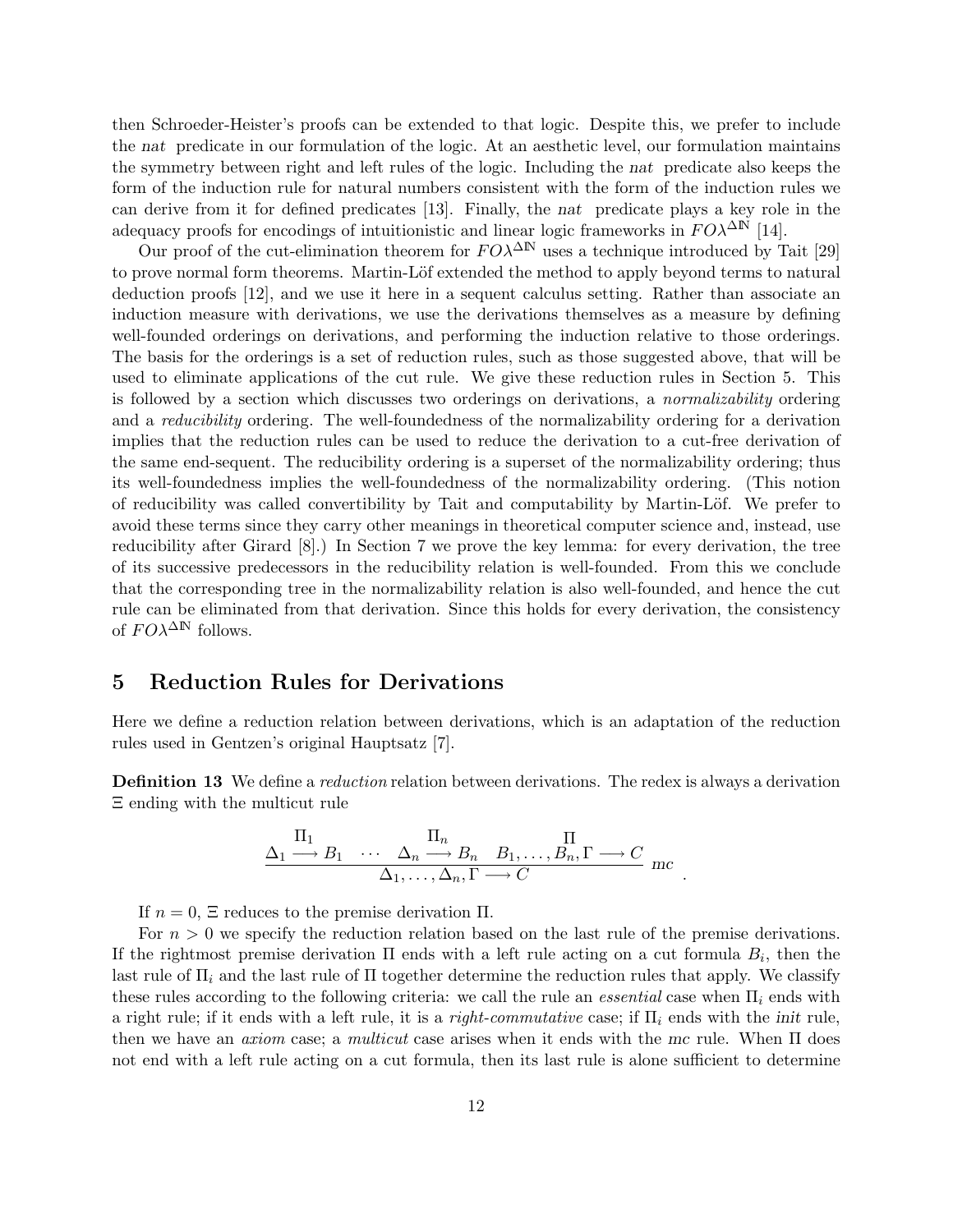then Schroeder-Heister's proofs can be extended to that logic. Despite this, we prefer to include the *nat* predicate in our formulation of the logic. At an aesthetic level, our formulation maintains the symmetry between right and left rules of the logic. Including the *nat* predicate also keeps the form of the induction rule for natural numbers consistent with the form of the induction rules we can derive from it for defined predicates [13]. Finally, the *nat* predicate plays a key role in the adequacy proofs for encodings of intuitionistic and linear logic frameworks in $FO\lambda^{\Delta\mathbb{N}}$ [14].

Our proof of the cut-elimination theorem for $FO\lambda^{\Delta\mathbb{N}}$ uses a technique introduced by Tait [29] to prove normal form theorems. Martin-Löf extended the method to apply beyond terms to natural deduction proofs [12], and we use it here in a sequent calculus setting. Rather than associate an induction measure with derivations, we use the derivations themselves as a measure by defining well-founded orderings on derivations, and performing the induction relative to those orderings. The basis for the orderings is a set of reduction rules, such as those suggested above, that will be used to eliminate applications of the cut rule. We give these reduction rules in Section 5. This is followed by a section which discusses two orderings on derivations, a *normalizability* ordering and a *reducibility* ordering. The well-foundedness of the normalizability ordering for a derivation implies that the reduction rules can be used to reduce the derivation to a cut-free derivation of the same end-sequent. The reducibility ordering is a superset of the normalizability ordering; thus its well-foundedness implies the well-foundedness of the normalizability ordering. (This notion of reducibility was called convertibility by Tait and computability by Martin-Löf. We prefer to avoid these terms since they carry other meanings in theoretical computer science and, instead, use reducibility after Girard [8].) In Section 7 we prove the key lemma: for every derivation, the tree of its successive predecessors in the reducibility relation is well-founded. From this we conclude that the corresponding tree in the normalizability relation is also well-founded, and hence the cut rule can be eliminated from that derivation. Since this holds for every derivation, the consistency of $FO\lambda^{\Delta\mathbb{N}}$ follows.

# 5 Reduction Rules for Derivations

Here we define a reduction relation between derivations, which is an adaptation of the reduction rules used in Gentzen's original Hauptsatz [7].

**Definition 13** We define a *reduction* relation between derivations. The redex is always a derivation $\Xi$ ending with the multicut rule

$$
\frac{\begin{array}{c}\Pi_1\\ \Delta_1 \longrightarrow B_1\end{array} \quad \cdots \quad \begin{array}{c}\Pi_n\\ \Delta_n \longrightarrow B_n\end{array} \quad \begin{array}{c}\Pi\\ B_1, \ldots, B_n, \Gamma \longrightarrow C\end{array}}{\Delta_1, \ldots, \Delta_n, \Gamma \longrightarrow C}\ mc \quad .
$$

If $n = 0$, $\Xi$ reduces to the premise derivation $\Pi$.

For $n > 0$ we specify the reduction relation based on the last rule of the premise derivations. If the rightmost premise derivation $\Pi$ ends with a left rule acting on a cut formula $B_i$, then the last rule of $\Pi_i$ and the last rule of $\Pi$ together determine the reduction rules that apply. We classify these rules according to the following criteria: we call the rule an *essential* case when $\Pi_i$ ends with a right rule; if it ends with a left rule, it is a *right-commutative* case; if $\Pi_i$ ends with the *init* rule, then we have an *axiom* case; a *multicut* case arises when it ends with the *mc* rule. When $\Pi$ does not end with a left rule acting on a cut formula, then its last rule is alone sufficient to determine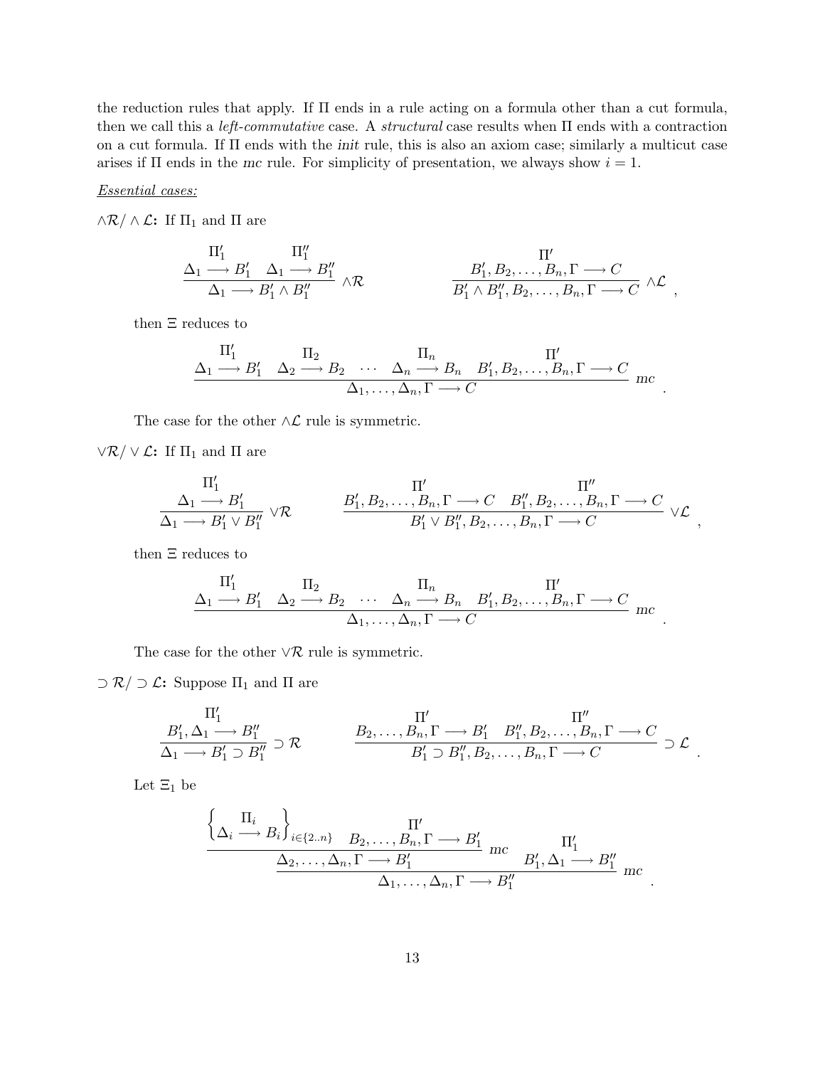the reduction rules that apply. If $\Pi$ ends in a rule acting on a formula other than a cut formula, then we call this a *left-commutative* case. A *structural* case results when $\Pi$ ends with a contraction on a cut formula. If $\Pi$ ends with the *init* rule, this is also an axiom case; similarly a multicut case arises if $\Pi$ ends in the *mc* rule. For simplicity of presentation, we always show $i = 1$.

<u>*Essential cases:*</u>

**$\wedge\mathcal{R}/\wedge\mathcal{L}$:** If $\Pi_1$ and $\Pi$ are

$$
\dfrac{\begin{matrix}\Pi_1' \\ \Delta_1 \longrightarrow B_1'\end{matrix} \quad \begin{matrix}\Pi_1'' \\ \Delta_1 \longrightarrow B_1''\end{matrix}}{\Delta_1 \longrightarrow B_1' \wedge B_1''} \wedge\mathcal{R}
\qquad\qquad
\dfrac{\begin{matrix}\Pi' \\ B_1', B_2, \ldots, B_n, \Gamma \longrightarrow C\end{matrix}}{B_1' \wedge B_1'', B_2, \ldots, B_n, \Gamma \longrightarrow C} \wedge\mathcal{L} \;,
$$

then $\Xi$ reduces to

$$
\dfrac{\begin{matrix}\Pi_1' \\ \Delta_1 \longrightarrow B_1'\end{matrix} \quad \begin{matrix}\Pi_2 \\ \Delta_2 \longrightarrow B_2\end{matrix} \quad \cdots \quad \begin{matrix}\Pi_n \\ \Delta_n \longrightarrow B_n\end{matrix} \quad \begin{matrix}\Pi' \\ B_1', B_2, \ldots, B_n, \Gamma \longrightarrow C\end{matrix}}{\Delta_1, \ldots, \Delta_n, \Gamma \longrightarrow C} \; mc \;.
$$

The case for the other $\wedge\mathcal{L}$ rule is symmetric.

**$\vee\mathcal{R}/\vee\mathcal{L}$:** If $\Pi_1$ and $\Pi$ are

$$
\dfrac{\begin{matrix}\Pi_1' \\ \Delta_1 \longrightarrow B_1'\end{matrix}}{\Delta_1 \longrightarrow B_1' \vee B_1''} \vee\mathcal{R}
\qquad\qquad
\dfrac{\begin{matrix}\Pi' \\ B_1', B_2, \ldots, B_n, \Gamma \longrightarrow C\end{matrix} \quad \begin{matrix}\Pi'' \\ B_1'', B_2, \ldots, B_n, \Gamma \longrightarrow C\end{matrix}}{B_1' \vee B_1'', B_2, \ldots, B_n, \Gamma \longrightarrow C} \vee\mathcal{L} \;,
$$

then $\Xi$ reduces to

$$
\dfrac{\begin{matrix}\Pi_1' \\ \Delta_1 \longrightarrow B_1'\end{matrix} \quad \begin{matrix}\Pi_2 \\ \Delta_2 \longrightarrow B_2\end{matrix} \quad \cdots \quad \begin{matrix}\Pi_n \\ \Delta_n \longrightarrow B_n\end{matrix} \quad \begin{matrix}\Pi' \\ B_1', B_2, \ldots, B_n, \Gamma \longrightarrow C\end{matrix}}{\Delta_1, \ldots, \Delta_n, \Gamma \longrightarrow C} \; mc \;.
$$

The case for the other $\vee\mathcal{R}$ rule is symmetric.

**$\supset\mathcal{R}/\supset\mathcal{L}$:** Suppose $\Pi_1$ and $\Pi$ are

$$
\dfrac{\begin{matrix}\Pi_1' \\ B_1', \Delta_1 \longrightarrow B_1''\end{matrix}}{\Delta_1 \longrightarrow B_1' \supset B_1''} \supset\mathcal{R}
\qquad\qquad
\dfrac{\begin{matrix}\Pi' \\ B_2, \ldots, B_n, \Gamma \longrightarrow B_1'\end{matrix} \quad \begin{matrix}\Pi'' \\ B_1'', B_2, \ldots, B_n, \Gamma \longrightarrow C\end{matrix}}{B_1' \supset B_1'', B_2, \ldots, B_n, \Gamma \longrightarrow C} \supset\mathcal{L} \;.
$$

Let $\Xi_1$ be

$$
\dfrac{\dfrac{\left\{\begin{matrix}\Pi_i \\ \Delta_i \longrightarrow B_i\end{matrix}\right\}_{i \in \{2..n\}} \quad \begin{matrix}\Pi' \\ B_2, \ldots, B_n, \Gamma \longrightarrow B_1'\end{matrix}}{\Delta_2, \ldots, \Delta_n, \Gamma \longrightarrow B_1'} \; mc \qquad \begin{matrix}\Pi_1' \\ B_1', \Delta_1 \longrightarrow B_1''\end{matrix}}{\Delta_1, \ldots, \Delta_n, \Gamma \longrightarrow B_1''} \; mc \;.
$$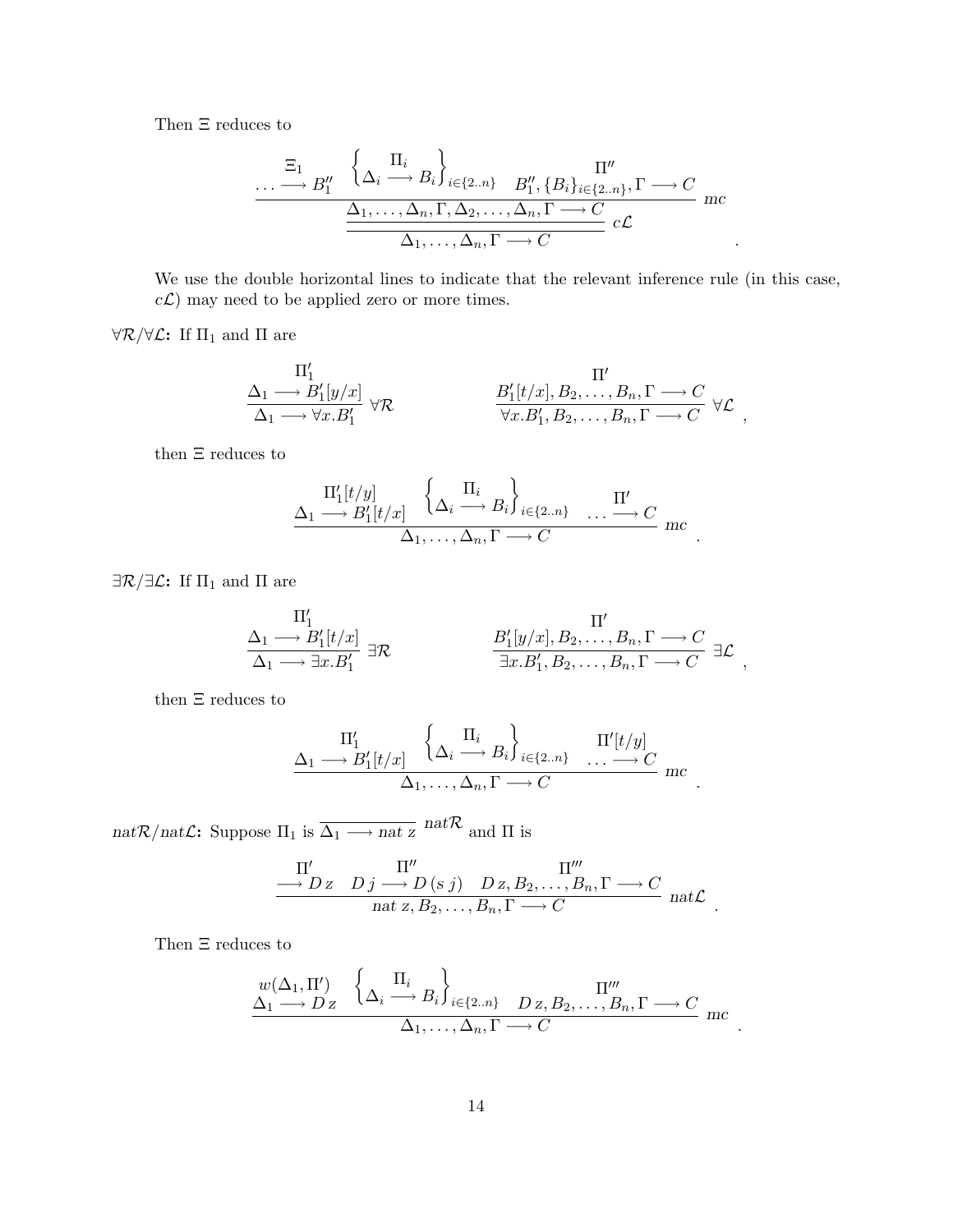Then $\Xi$ reduces to

$$
\cfrac{\cfrac{\begin{matrix}\Xi_1 \\ \ldots \longrightarrow B_1''\end{matrix} \quad \left\{\begin{matrix}\Pi_i \\ \Delta_i \longrightarrow B_i\end{matrix}\right\}_{i\in\{2..n\}} \quad \begin{matrix}\Pi'' \\ B_1'', \{B_i\}_{i\in\{2..n\}}, \Gamma \longrightarrow C\end{matrix}}{\Delta_1, \ldots, \Delta_n, \Gamma, \Delta_2, \ldots, \Delta_n, \Gamma \longrightarrow C}\ mc}{\Delta_1, \ldots, \Delta_n, \Gamma \longrightarrow C}\ c\mathcal{L}
$$

We use the double horizontal lines to indicate that the relevant inference rule (in this case, $c\mathcal{L}$) may need to be applied zero or more times.

**$\forall\mathcal{R}/\forall\mathcal{L}$:** If $\Pi_1$ and $\Pi$ are

$$
\cfrac{\begin{matrix}\Pi_1' \\ \Delta_1 \longrightarrow B_1'[y/x]\end{matrix}}{\Delta_1 \longrightarrow \forall x.B_1'}\ \forall\mathcal{R} \qquad\qquad \cfrac{\begin{matrix}\Pi' \\ B_1'[t/x], B_2, \ldots, B_n, \Gamma \longrightarrow C\end{matrix}}{\forall x.B_1', B_2, \ldots, B_n, \Gamma \longrightarrow C}\ \forall\mathcal{L},
$$

then $\Xi$ reduces to

$$
\cfrac{\begin{matrix}\Pi_1'[t/y] \\ \Delta_1 \longrightarrow B_1'[t/x]\end{matrix} \quad \left\{\begin{matrix}\Pi_i \\ \Delta_i \longrightarrow B_i\end{matrix}\right\}_{i\in\{2..n\}} \quad \begin{matrix}\Pi' \\ \ldots \longrightarrow C\end{matrix}}{\Delta_1, \ldots, \Delta_n, \Gamma \longrightarrow C}\ mc.
$$

**$\exists\mathcal{R}/\exists\mathcal{L}$:** If $\Pi_1$ and $\Pi$ are

$$
\cfrac{\begin{matrix}\Pi_1' \\ \Delta_1 \longrightarrow B_1'[t/x]\end{matrix}}{\Delta_1 \longrightarrow \exists x.B_1'}\ \exists\mathcal{R} \qquad\qquad \cfrac{\begin{matrix}\Pi' \\ B_1'[y/x], B_2, \ldots, B_n, \Gamma \longrightarrow C\end{matrix}}{\exists x.B_1', B_2, \ldots, B_n, \Gamma \longrightarrow C}\ \exists\mathcal{L},
$$

then $\Xi$ reduces to

$$
\cfrac{\begin{matrix}\Pi_1' \\ \Delta_1 \longrightarrow B_1'[t/x]\end{matrix} \quad \left\{\begin{matrix}\Pi_i \\ \Delta_i \longrightarrow B_i\end{matrix}\right\}_{i\in\{2..n\}} \quad \begin{matrix}\Pi'[t/y] \\ \ldots \longrightarrow C\end{matrix}}{\Delta_1, \ldots, \Delta_n, \Gamma \longrightarrow C}\ mc.
$$

**$nat\mathcal{R}/nat\mathcal{L}$:** Suppose $\Pi_1$ is $\cfrac{}{\Delta_1 \longrightarrow nat\ z}\ nat\mathcal{R}$ and $\Pi$ is

$$
\cfrac{\begin{matrix}\Pi' \\ \longrightarrow D\,z\end{matrix} \quad \begin{matrix}\Pi'' \\ D\,j \longrightarrow D\,(s\,j)\end{matrix} \quad \begin{matrix}\Pi''' \\ D\,z, B_2, \ldots, B_n, \Gamma \longrightarrow C\end{matrix}}{nat\ z, B_2, \ldots, B_n, \Gamma \longrightarrow C}\ nat\mathcal{L}.
$$

Then $\Xi$ reduces to

$$
\cfrac{\begin{matrix}w(\Delta_1, \Pi') \\ \Delta_1 \longrightarrow D\,z\end{matrix} \quad \left\{\begin{matrix}\Pi_i \\ \Delta_i \longrightarrow B_i\end{matrix}\right\}_{i\in\{2..n\}} \quad \begin{matrix}\Pi''' \\ D\,z, B_2, \ldots, B_n, \Gamma \longrightarrow C\end{matrix}}{\Delta_1, \ldots, \Delta_n, \Gamma \longrightarrow C}\ mc.
$$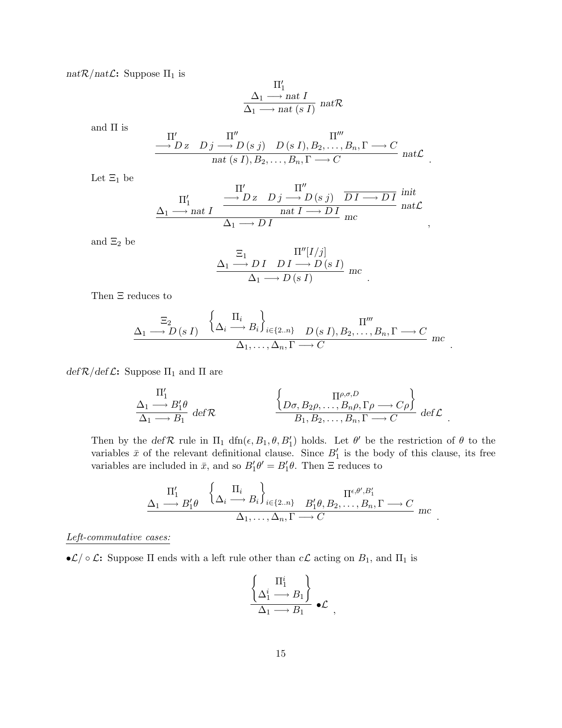*nat*$\mathcal{R}$/*nat*$\mathcal{L}$**:** Suppose $\Pi_1$ is

$$\dfrac{\begin{array}{c}\Pi_1' \\ \Delta_1 \longrightarrow nat\ I\end{array}}{\Delta_1 \longrightarrow nat\ (s\ I)}\ nat\mathcal{R}$$

and $\Pi$ is

$$\dfrac{\begin{array}{c}\Pi' \\ \longrightarrow D\, z\end{array} \quad \begin{array}{c}\Pi'' \\ D\, j \longrightarrow D\,(s\ j)\end{array} \quad \begin{array}{c}\Pi''' \\ D\,(s\ I), B_2, \ldots, B_n, \Gamma \longrightarrow C\end{array}}{nat\ (s\ I), B_2, \ldots, B_n, \Gamma \longrightarrow C}\ nat\mathcal{L}\ .$$

Let $\Xi_1$ be

$$\dfrac{\begin{array}{c}\Pi_1' \\ \Delta_1 \longrightarrow nat\ I\end{array} \quad \dfrac{\begin{array}{c}\Pi' \\ \longrightarrow D\, z\end{array} \quad \begin{array}{c}\Pi'' \\ D\, j \longrightarrow D\,(s\ j)\end{array} \quad \dfrac{}{D\, I \longrightarrow D\, I}\ init}{nat\ I \longrightarrow D\, I}\ nat\mathcal{L}}{\Delta_1 \longrightarrow D\, I}\ mc\ ,$$

and $\Xi_2$ be

$$\dfrac{\begin{array}{c}\Xi_1 \\ \Delta_1 \longrightarrow D\, I\end{array} \quad \begin{array}{c}\Pi''[I/j] \\ D\, I \longrightarrow D\,(s\ I)\end{array}}{\Delta_1 \longrightarrow D\,(s\ I)}\ mc\ .$$

Then $\Xi$ reduces to

$$\dfrac{\begin{array}{c}\Xi_2 \\ \Delta_1 \longrightarrow D\,(s\ I)\end{array} \quad \left\{\begin{array}{c}\Pi_i \\ \Delta_i \longrightarrow B_i\end{array}\right\}_{i\in\{2..n\}} \quad \begin{array}{c}\Pi''' \\ D\,(s\ I), B_2, \ldots, B_n, \Gamma \longrightarrow C\end{array}}{\Delta_1, \ldots, \Delta_n, \Gamma \longrightarrow C}\ mc\ .$$

*def*$\mathcal{R}$/*def*$\mathcal{L}$**:** Suppose $\Pi_1$ and $\Pi$ are

$$\dfrac{\begin{array}{c}\Pi_1' \\ \Delta_1 \longrightarrow B_1'\theta\end{array}}{\Delta_1 \longrightarrow B_1}\ def\mathcal{R} \qquad\qquad \dfrac{\left\{\begin{array}{c}\Pi^{\rho,\sigma,D} \\ D\sigma, B_2\rho, \ldots, B_n\rho, \Gamma\rho \longrightarrow C\rho\end{array}\right\}}{B_1, B_2, \ldots, B_n, \Gamma \longrightarrow C}\ def\mathcal{L}\ .$$

Then by the *def*$\mathcal{R}$ rule in $\Pi_1$ $\text{dfn}(\epsilon, B_1, \theta, B_1')$ holds. Let $\theta'$ be the restriction of $\theta$ to the variables $\bar{x}$ of the relevant definitional clause. Since $B_1'$ is the body of this clause, its free variables are included in $\bar{x}$, and so $B_1'\theta' = B_1'\theta$. Then $\Xi$ reduces to

$$\dfrac{\begin{array}{c}\Pi_1' \\ \Delta_1 \longrightarrow B_1'\theta\end{array} \quad \left\{\begin{array}{c}\Pi_i \\ \Delta_i \longrightarrow B_i\end{array}\right\}_{i\in\{2..n\}} \quad \begin{array}{c}\Pi^{\epsilon,\theta',B_1'} \\ B_1'\theta, B_2, \ldots, B_n, \Gamma \longrightarrow C\end{array}}{\Delta_1, \ldots, \Delta_n, \Gamma \longrightarrow C}\ mc\ .$$

<u>*Left-commutative cases:*</u>

$\bullet\mathcal{L}/\circ\mathcal{L}$**:** Suppose $\Pi$ ends with a left rule other than $c\mathcal{L}$ acting on $B_1$, and $\Pi_1$ is

$$\dfrac{\left\{\begin{array}{c}\Pi_1^i \\ \Delta_1^i \longrightarrow B_1\end{array}\right\}}{\Delta_1 \longrightarrow B_1}\ \bullet\mathcal{L}\ ,$$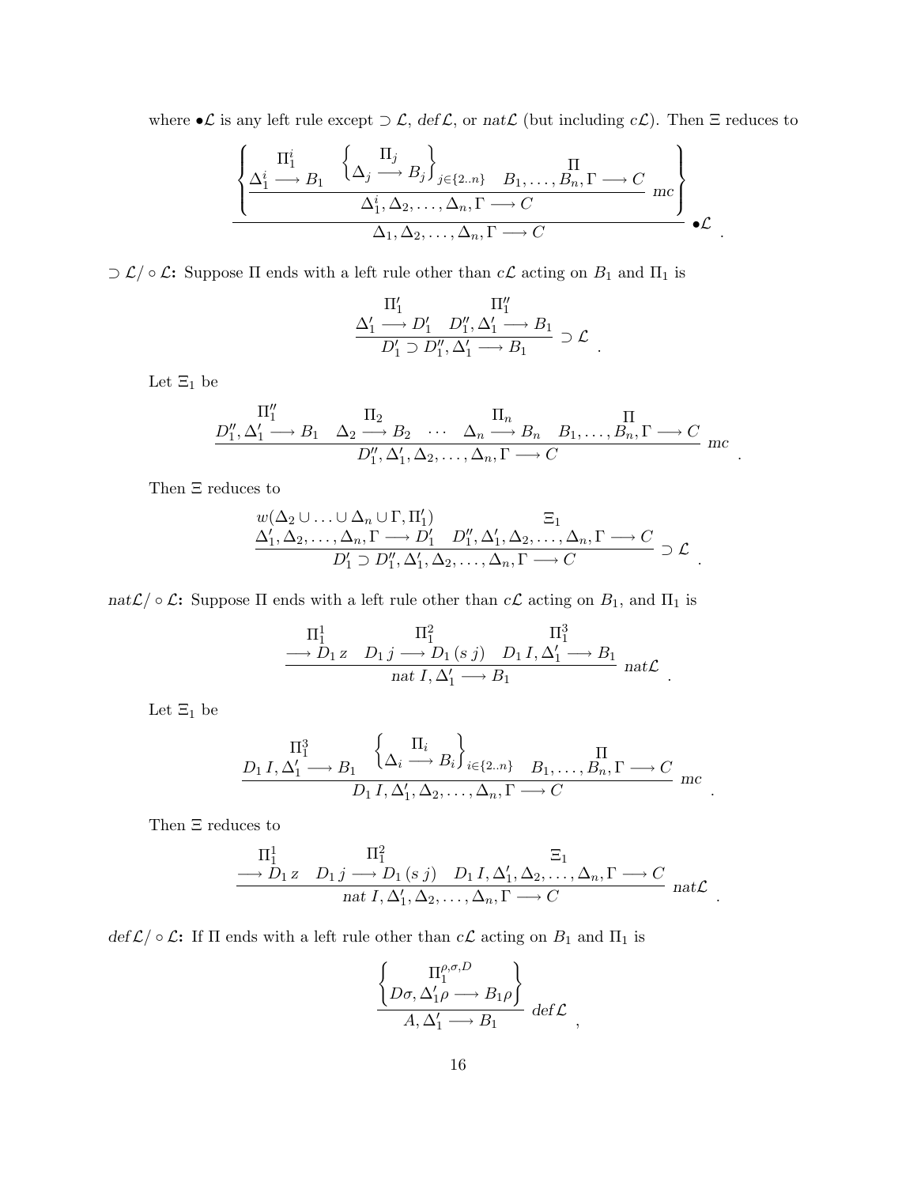where $\bullet\mathcal{L}$ is any left rule except $\supset\mathcal{L}$, $def\mathcal{L}$, or $nat\mathcal{L}$ (but including $c\mathcal{L}$). Then $\Xi$ reduces to

$$\dfrac{\left\{\dfrac{\begin{matrix}\Pi_1^i \\ \Delta_1^i \longrightarrow B_1\end{matrix} \quad \left\{\begin{matrix}\Pi_j \\ \Delta_j \longrightarrow B_j\end{matrix}\right\}_{j\in\{2..n\}} \quad \begin{matrix}\Pi \\ B_1,\ldots,B_n,\Gamma \longrightarrow C\end{matrix}}{\Delta_1^i,\Delta_2,\ldots,\Delta_n,\Gamma \longrightarrow C}\ mc\right\}}{\Delta_1,\Delta_2,\ldots,\Delta_n,\Gamma \longrightarrow C}\ \bullet\mathcal{L}\ .$$

**$\supset\mathcal{L}/\circ\mathcal{L}$:** Suppose $\Pi$ ends with a left rule other than $c\mathcal{L}$ acting on $B_1$ and $\Pi_1$ is

$$\dfrac{\begin{matrix}\Pi_1' \\ \Delta_1' \longrightarrow D_1'\end{matrix} \quad \begin{matrix}\Pi_1'' \\ D_1'',\Delta_1' \longrightarrow B_1\end{matrix}}{D_1' \supset D_1'',\Delta_1' \longrightarrow B_1}\ \supset\mathcal{L}\ .$$

Let $\Xi_1$ be

$$\dfrac{\begin{matrix}\Pi_1'' \\ D_1'',\Delta_1' \longrightarrow B_1\end{matrix} \quad \begin{matrix}\Pi_2 \\ \Delta_2 \longrightarrow B_2\end{matrix} \quad \cdots \quad \begin{matrix}\Pi_n \\ \Delta_n \longrightarrow B_n\end{matrix} \quad \begin{matrix}\Pi \\ B_1,\ldots,B_n,\Gamma \longrightarrow C\end{matrix}}{D_1'',\Delta_1',\Delta_2,\ldots,\Delta_n,\Gamma \longrightarrow C}\ mc\ .$$

Then $\Xi$ reduces to

$$\dfrac{\begin{matrix}w(\Delta_2\cup\ldots\cup\Delta_n\cup\Gamma,\Pi_1') \\ \Delta_1',\Delta_2,\ldots,\Delta_n,\Gamma \longrightarrow D_1'\end{matrix} \quad \begin{matrix}\Xi_1 \\ D_1'',\Delta_1',\Delta_2,\ldots,\Delta_n,\Gamma \longrightarrow C\end{matrix}}{D_1' \supset D_1'',\Delta_1',\Delta_2,\ldots,\Delta_n,\Gamma \longrightarrow C}\ \supset\mathcal{L}\ .$$

**$nat\mathcal{L}/\circ\mathcal{L}$:** Suppose $\Pi$ ends with a left rule other than $c\mathcal{L}$ acting on $B_1$, and $\Pi_1$ is

$$\dfrac{\begin{matrix}\Pi_1^1 \\ \longrightarrow D_1\,z\end{matrix} \quad \begin{matrix}\Pi_1^2 \\ D_1\,j \longrightarrow D_1\,(s\ j)\end{matrix} \quad \begin{matrix}\Pi_1^3 \\ D_1\,I,\Delta_1' \longrightarrow B_1\end{matrix}}{nat\ I,\Delta_1' \longrightarrow B_1}\ nat\mathcal{L}\ .$$

Let $\Xi_1$ be

$$\dfrac{\begin{matrix}\Pi_1^3 \\ D_1\,I,\Delta_1' \longrightarrow B_1\end{matrix} \quad \left\{\begin{matrix}\Pi_i \\ \Delta_i \longrightarrow B_i\end{matrix}\right\}_{i\in\{2..n\}} \quad \begin{matrix}\Pi \\ B_1,\ldots,B_n,\Gamma \longrightarrow C\end{matrix}}{D_1\,I,\Delta_1',\Delta_2,\ldots,\Delta_n,\Gamma \longrightarrow C}\ mc\ .$$

Then $\Xi$ reduces to

$$\dfrac{\begin{matrix}\Pi_1^1 \\ \longrightarrow D_1\,z\end{matrix} \quad \begin{matrix}\Pi_1^2 \\ D_1\,j \longrightarrow D_1\,(s\ j)\end{matrix} \quad \begin{matrix}\Xi_1 \\ D_1\,I,\Delta_1',\Delta_2,\ldots,\Delta_n,\Gamma \longrightarrow C\end{matrix}}{nat\ I,\Delta_1',\Delta_2,\ldots,\Delta_n,\Gamma \longrightarrow C}\ nat\mathcal{L}\ .$$

**$def\mathcal{L}/\circ\mathcal{L}$:** If $\Pi$ ends with a left rule other than $c\mathcal{L}$ acting on $B_1$ and $\Pi_1$ is

$$\dfrac{\left\{\begin{matrix}\Pi_1^{\rho,\sigma,D} \\ D\sigma,\Delta_1'\rho \longrightarrow B_1\rho\end{matrix}\right\}}{A,\Delta_1' \longrightarrow B_1}\ def\mathcal{L}\ ,$$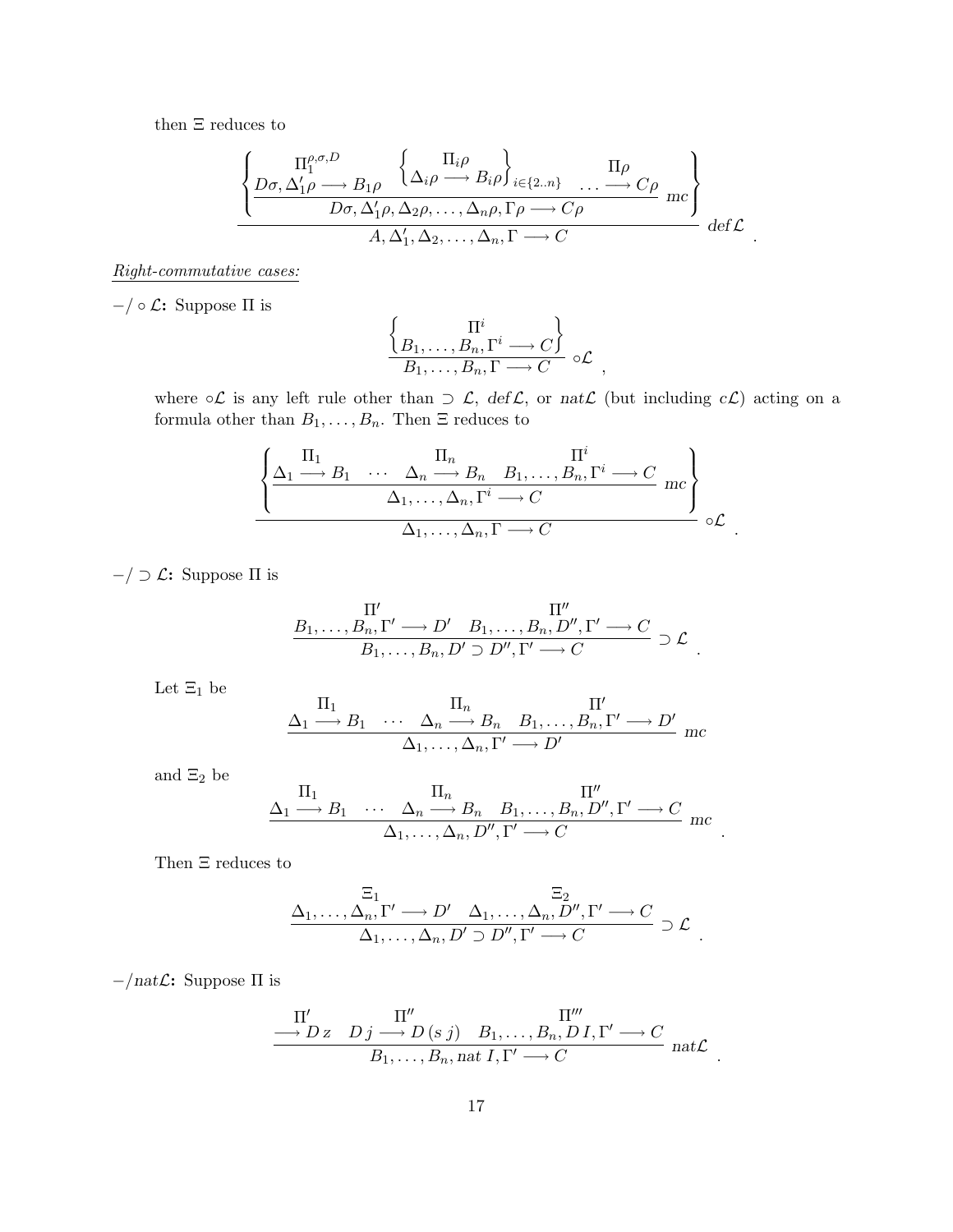then $\Xi$ reduces to

$$\dfrac{\left\{ \dfrac{\stackrel{\Pi_1^{\rho,\sigma,D}}{D\sigma, \Delta_1'\rho \longrightarrow B_1\rho} \quad \left\{ \stackrel{\Pi_i\rho}{\Delta_i\rho \longrightarrow B_i\rho} \right\}_{i\in\{2..n\}} \quad \stackrel{\Pi\rho}{\ldots \longrightarrow C\rho}}{D\sigma, \Delta_1'\rho, \Delta_2\rho, \ldots, \Delta_n\rho, \Gamma\rho \longrightarrow C\rho} \; mc \right\}}{A, \Delta_1', \Delta_2, \ldots, \Delta_n, \Gamma \longrightarrow C} \; def\mathcal{L} \quad .$$

*Right-commutative cases:*

**$-/\circ\mathcal{L}$:** Suppose $\Pi$ is

$$\dfrac{\left\{ \stackrel{\Pi^i}{B_1, \ldots, B_n, \Gamma^i \longrightarrow C} \right\}}{B_1, \ldots, B_n, \Gamma \longrightarrow C} \; \circ\mathcal{L} \quad ,$$

where $\circ\mathcal{L}$ is any left rule other than $\supset\mathcal{L}$, $def\mathcal{L}$, or $nat\mathcal{L}$ (but including $c\mathcal{L}$) acting on a formula other than $B_1, \ldots, B_n$. Then $\Xi$ reduces to

$$\dfrac{\left\{ \dfrac{\stackrel{\Pi_1}{\Delta_1 \longrightarrow B_1} \quad \cdots \quad \stackrel{\Pi_n}{\Delta_n \longrightarrow B_n} \quad \stackrel{\Pi^i}{B_1, \ldots, B_n, \Gamma^i \longrightarrow C}}{\Delta_1, \ldots, \Delta_n, \Gamma^i \longrightarrow C} \; mc \right\}}{\Delta_1, \ldots, \Delta_n, \Gamma \longrightarrow C} \; \circ\mathcal{L} \quad .$$

**$-/\supset\mathcal{L}$:** Suppose $\Pi$ is

$$\dfrac{\stackrel{\Pi'}{B_1, \ldots, B_n, \Gamma' \longrightarrow D'} \quad \stackrel{\Pi''}{B_1, \ldots, B_n, D'', \Gamma' \longrightarrow C}}{B_1, \ldots, B_n, D' \supset D'', \Gamma' \longrightarrow C} \; \supset\mathcal{L} \quad .$$

Let $\Xi_1$ be

$$\dfrac{\stackrel{\Pi_1}{\Delta_1 \longrightarrow B_1} \quad \cdots \quad \stackrel{\Pi_n}{\Delta_n \longrightarrow B_n} \quad \stackrel{\Pi'}{B_1, \ldots, B_n, \Gamma' \longrightarrow D'}}{\Delta_1, \ldots, \Delta_n, \Gamma' \longrightarrow D'} \; mc$$

and $\Xi_2$ be

$$\dfrac{\stackrel{\Pi_1}{\Delta_1 \longrightarrow B_1} \quad \cdots \quad \stackrel{\Pi_n}{\Delta_n \longrightarrow B_n} \quad \stackrel{\Pi''}{B_1, \ldots, B_n, D'', \Gamma' \longrightarrow C}}{\Delta_1, \ldots, \Delta_n, D'', \Gamma' \longrightarrow C} \; mc \quad .$$

Then $\Xi$ reduces to

$$\dfrac{\stackrel{\Xi_1}{\Delta_1, \ldots, \Delta_n, \Gamma' \longrightarrow D'} \quad \stackrel{\Xi_2}{\Delta_1, \ldots, \Delta_n, D'', \Gamma' \longrightarrow C}}{\Delta_1, \ldots, \Delta_n, D' \supset D'', \Gamma' \longrightarrow C} \; \supset\mathcal{L} \quad .$$

**$-/nat\mathcal{L}$:** Suppose $\Pi$ is

$$\dfrac{\stackrel{\Pi'}{\longrightarrow D\, z} \quad \stackrel{\Pi''}{D\, j \longrightarrow D\, (s\; j)} \quad \stackrel{\Pi'''}{B_1, \ldots, B_n, D\, I, \Gamma' \longrightarrow C}}{B_1, \ldots, B_n, \mathrm{nat}\; I, \Gamma' \longrightarrow C} \; nat\mathcal{L} \quad .$$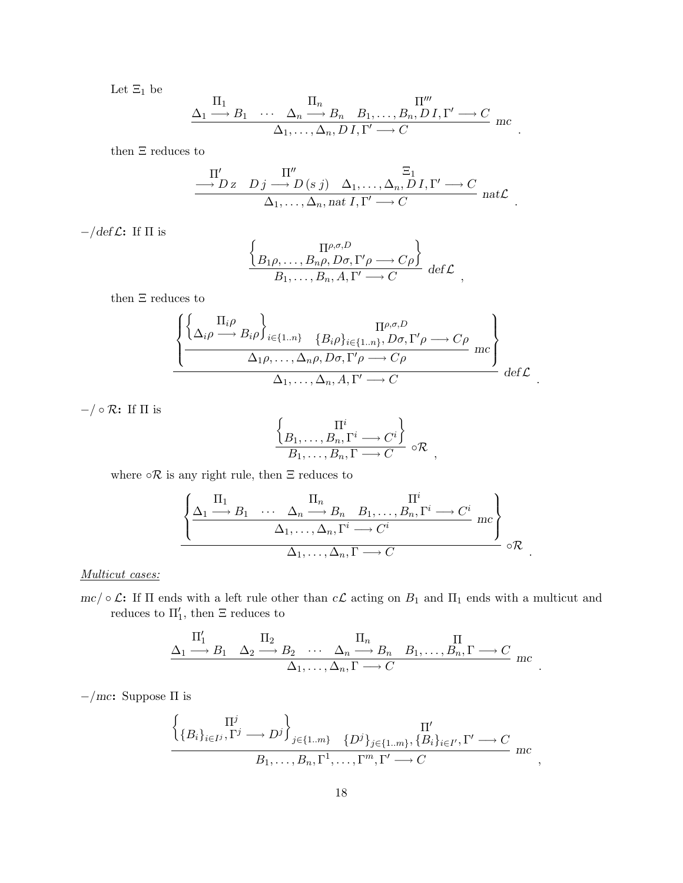Let $\Xi_1$ be

$$\frac{\stackrel{\Pi_1}{\Delta_1 \longrightarrow B_1} \quad \cdots \quad \stackrel{\Pi_n}{\Delta_n \longrightarrow B_n} \quad \stackrel{\Pi'''}{B_1, \ldots, B_n, D\,I, \Gamma' \longrightarrow C}}{\Delta_1, \ldots, \Delta_n, D\,I, \Gamma' \longrightarrow C}\ mc \quad .$$

then $\Xi$ reduces to

$$\frac{\stackrel{\Pi'}{\longrightarrow D\,z} \quad \stackrel{\Pi''}{D\,j \longrightarrow D\,(s\,j)} \quad \stackrel{\Xi_1}{\Delta_1, \ldots, \Delta_n, D\,I, \Gamma' \longrightarrow C}}{\Delta_1, \ldots, \Delta_n, nat\,I, \Gamma' \longrightarrow C}\ nat\mathcal{L} \quad .$$

**$-/def\mathcal{L}$:** If $\Pi$ is

$$\frac{\left\{ \stackrel{\Pi^{\rho,\sigma,D}}{B_1\rho, \ldots, B_n\rho, D\sigma, \Gamma'\rho \longrightarrow C\rho} \right\}}{B_1, \ldots, B_n, A, \Gamma' \longrightarrow C}\ def\mathcal{L} \quad ,$$

then $\Xi$ reduces to

$$\frac{\left\{ \dfrac{\left\{ \stackrel{\Pi_i\rho}{\Delta_i\rho \longrightarrow B_i\rho} \right\}_{i\in\{1..n\}} \quad \stackrel{\Pi^{\rho,\sigma,D}}{\{B_i\rho\}_{i\in\{1..n\}}, D\sigma, \Gamma'\rho \longrightarrow C\rho}}{\Delta_1\rho, \ldots, \Delta_n\rho, D\sigma, \Gamma'\rho \longrightarrow C\rho}\ mc \right\}}{\Delta_1, \ldots, \Delta_n, A, \Gamma' \longrightarrow C}\ def\mathcal{L} \quad .$$

**$-/\circ\mathcal{R}$:** If $\Pi$ is

$$\frac{\left\{ \stackrel{\Pi^i}{B_1, \ldots, B_n, \Gamma^i \longrightarrow C^i} \right\}}{B_1, \ldots, B_n, \Gamma \longrightarrow C}\ \circ\mathcal{R} \quad ,$$

where $\circ\mathcal{R}$ is any right rule, then $\Xi$ reduces to

$$\frac{\left\{ \dfrac{\stackrel{\Pi_1}{\Delta_1 \longrightarrow B_1} \quad \cdots \quad \stackrel{\Pi_n}{\Delta_n \longrightarrow B_n} \quad \stackrel{\Pi^i}{B_1, \ldots, B_n, \Gamma^i \longrightarrow C^i}}{\Delta_1, \ldots, \Delta_n, \Gamma^i \longrightarrow C^i}\ mc \right\}}{\Delta_1, \ldots, \Delta_n, \Gamma \longrightarrow C}\ \circ\mathcal{R} \quad .$$

_Multicut cases:_

**$mc/\circ\mathcal{L}$:** If $\Pi$ ends with a left rule other than $c\mathcal{L}$ acting on $B_1$ and $\Pi_1$ ends with a multicut and reduces to $\Pi'_1$, then $\Xi$ reduces to

$$\frac{\stackrel{\Pi'_1}{\Delta_1 \longrightarrow B_1} \quad \stackrel{\Pi_2}{\Delta_2 \longrightarrow B_2} \quad \cdots \quad \stackrel{\Pi_n}{\Delta_n \longrightarrow B_n} \quad \stackrel{\Pi}{B_1, \ldots, B_n, \Gamma \longrightarrow C}}{\Delta_1, \ldots, \Delta_n, \Gamma \longrightarrow C}\ mc \quad .$$

**$-/mc$:** Suppose $\Pi$ is

$$\frac{\left\{ \stackrel{\Pi^j}{\{B_i\}_{i\in I^j}, \Gamma^j \longrightarrow D^j} \right\}_{j\in\{1..m\}} \quad \stackrel{\Pi'}{\{D^j\}_{j\in\{1..m\}}, \{B_i\}_{i\in I'}, \Gamma' \longrightarrow C}}{B_1, \ldots, B_n, \Gamma^1, \ldots, \Gamma^m, \Gamma' \longrightarrow C}\ mc \quad ,$$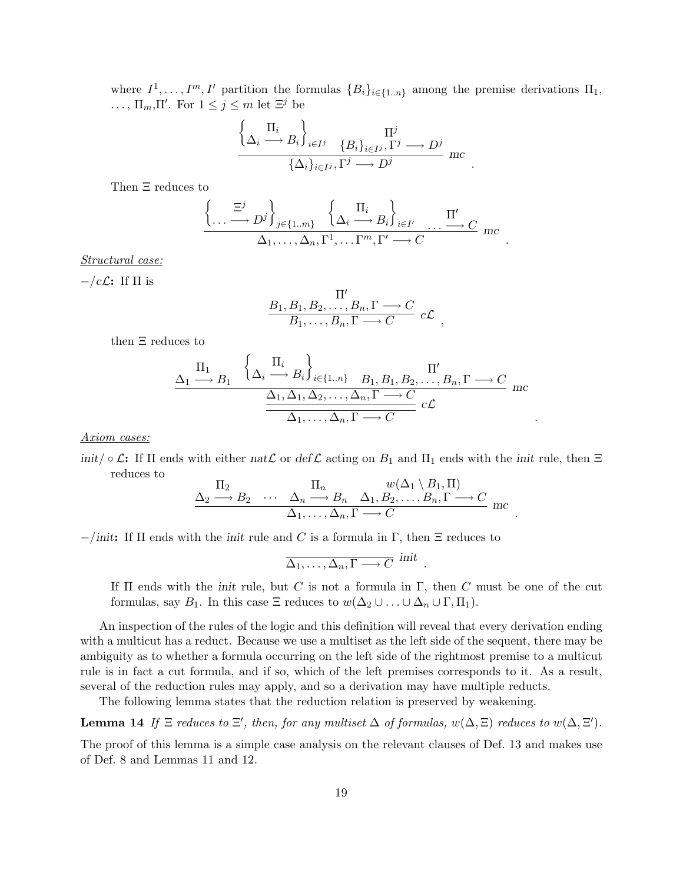where $I^1, \ldots, I^m, I'$ partition the formulas $\{B_i\}_{i\in\{1..n\}}$ among the premise derivations $\Pi_1, \ldots, \Pi_m, \Pi'$. For $1 \le j \le m$ let $\Xi^j$ be

$$\dfrac{\left\{\begin{matrix}\Pi_i \\ \Delta_i \longrightarrow B_i\end{matrix}\right\}_{i\in I^j} \quad \begin{matrix}\Pi^j \\ \{B_i\}_{i\in I^j}, \Gamma^j \longrightarrow D^j\end{matrix}}{\{\Delta_i\}_{i\in I^j}, \Gamma^j \longrightarrow D^j}\ mc \quad .$$

Then $\Xi$ reduces to

$$\dfrac{\left\{\begin{matrix}\Xi^j \\ \ldots \longrightarrow D^j\end{matrix}\right\}_{j\in\{1..m\}} \quad \left\{\begin{matrix}\Pi_i \\ \Delta_i \longrightarrow B_i\end{matrix}\right\}_{i\in I'} \quad \begin{matrix}\Pi' \\ \ldots \longrightarrow C\end{matrix}}{\Delta_1, \ldots, \Delta_n, \Gamma^1, \ldots \Gamma^m, \Gamma' \longrightarrow C}\ mc \quad .$$

*Structural case:*

**$-/c\mathcal{L}$:** If $\Pi$ is

$$\dfrac{\begin{matrix}\Pi' \\ B_1, B_1, B_2, \ldots, B_n, \Gamma \longrightarrow C\end{matrix}}{B_1, \ldots, B_n, \Gamma \longrightarrow C}\ c\mathcal{L} \quad ,$$

then $\Xi$ reduces to

$$\dfrac{\dfrac{\begin{matrix}\Pi_1 \\ \Delta_1 \longrightarrow B_1\end{matrix} \quad \left\{\begin{matrix}\Pi_i \\ \Delta_i \longrightarrow B_i\end{matrix}\right\}_{i\in\{1..n\}} \quad \begin{matrix}\Pi' \\ B_1, B_1, B_2, \ldots, B_n, \Gamma \longrightarrow C\end{matrix}}{\Delta_1, \Delta_1, \Delta_2, \ldots, \Delta_n, \Gamma \longrightarrow C}\ mc}{\Delta_1, \ldots, \Delta_n, \Gamma \longrightarrow C}\ c\mathcal{L} \quad .$$

*Axiom cases:*

**$init/\circ\mathcal{L}$:** If $\Pi$ ends with either $nat\mathcal{L}$ or $def\mathcal{L}$ acting on $B_1$ and $\Pi_1$ ends with the $init$ rule, then $\Xi$ reduces to

$$\dfrac{\begin{matrix}\Pi_2 \\ \Delta_2 \longrightarrow B_2\end{matrix} \quad \cdots \quad \begin{matrix}\Pi_n \\ \Delta_n \longrightarrow B_n\end{matrix} \quad \begin{matrix}w(\Delta_1 \setminus B_1, \Pi) \\ \Delta_1, B_2, \ldots, B_n, \Gamma \longrightarrow C\end{matrix}}{\Delta_1, \ldots, \Delta_n, \Gamma \longrightarrow C}\ mc \quad .$$

**$-/init$:** If $\Pi$ ends with the $init$ rule and $C$ is a formula in $\Gamma$, then $\Xi$ reduces to

$$\dfrac{}{\Delta_1, \ldots, \Delta_n, \Gamma \longrightarrow C}\ init \quad .$$

If $\Pi$ ends with the $init$ rule, but $C$ is not a formula in $\Gamma$, then $C$ must be one of the cut formulas, say $B_1$. In this case $\Xi$ reduces to $w(\Delta_2 \cup \ldots \cup \Delta_n \cup \Gamma, \Pi_1)$.

An inspection of the rules of the logic and this definition will reveal that every derivation ending with a multicut has a reduct. Because we use a multiset as the left side of the sequent, there may be ambiguity as to whether a formula occurring on the left side of the rightmost premise to a multicut rule is in fact a cut formula, and if so, which of the left premises corresponds to it. As a result, several of the reduction rules may apply, and so a derivation may have multiple reducts.

The following lemma states that the reduction relation is preserved by weakening.

**Lemma 14** *If $\Xi$ reduces to $\Xi'$, then, for any multiset $\Delta$ of formulas, $w(\Delta, \Xi)$ reduces to $w(\Delta, \Xi')$.*

The proof of this lemma is a simple case analysis on the relevant clauses of Def. 13 and makes use of Def. 8 and Lemmas 11 and 12.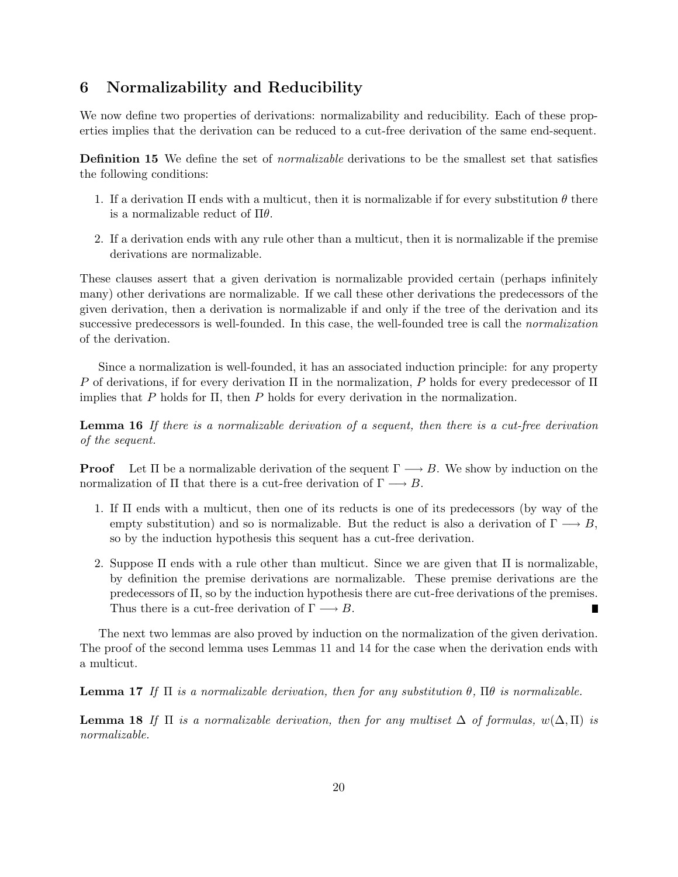## 6 Normalizability and Reducibility

We now define two properties of derivations: normalizability and reducibility. Each of these properties implies that the derivation can be reduced to a cut-free derivation of the same end-sequent.

**Definition 15** We define the set of *normalizable* derivations to be the smallest set that satisfies the following conditions:

1. If a derivation $\Pi$ ends with a multicut, then it is normalizable if for every substitution $\theta$ there is a normalizable reduct of $\Pi\theta$.
2. If a derivation ends with any rule other than a multicut, then it is normalizable if the premise derivations are normalizable.

These clauses assert that a given derivation is normalizable provided certain (perhaps infinitely many) other derivations are normalizable. If we call these other derivations the predecessors of the given derivation, then a derivation is normalizable if and only if the tree of the derivation and its successive predecessors is well-founded. In this case, the well-founded tree is call the *normalization* of the derivation.

Since a normalization is well-founded, it has an associated induction principle: for any property $P$ of derivations, if for every derivation $\Pi$ in the normalization, $P$ holds for every predecessor of $\Pi$ implies that $P$ holds for $\Pi$, then $P$ holds for every derivation in the normalization.

**Lemma 16** *If there is a normalizable derivation of a sequent, then there is a cut-free derivation of the sequent.*

**Proof** Let $\Pi$ be a normalizable derivation of the sequent $\Gamma \longrightarrow B$. We show by induction on the normalization of $\Pi$ that there is a cut-free derivation of $\Gamma \longrightarrow B$.

1. If $\Pi$ ends with a multicut, then one of its reducts is one of its predecessors (by way of the empty substitution) and so is normalizable. But the reduct is also a derivation of $\Gamma \longrightarrow B$, so by the induction hypothesis this sequent has a cut-free derivation.
2. Suppose $\Pi$ ends with a rule other than multicut. Since we are given that $\Pi$ is normalizable, by definition the premise derivations are normalizable. These premise derivations are the predecessors of $\Pi$, so by the induction hypothesis there are cut-free derivations of the premises. Thus there is a cut-free derivation of $\Gamma \longrightarrow B$. ∎

The next two lemmas are also proved by induction on the normalization of the given derivation. The proof of the second lemma uses Lemmas 11 and 14 for the case when the derivation ends with a multicut.

**Lemma 17** *If $\Pi$ is a normalizable derivation, then for any substitution $\theta$, $\Pi\theta$ is normalizable.*

**Lemma 18** *If $\Pi$ is a normalizable derivation, then for any multiset $\Delta$ of formulas, $w(\Delta, \Pi)$ is normalizable.*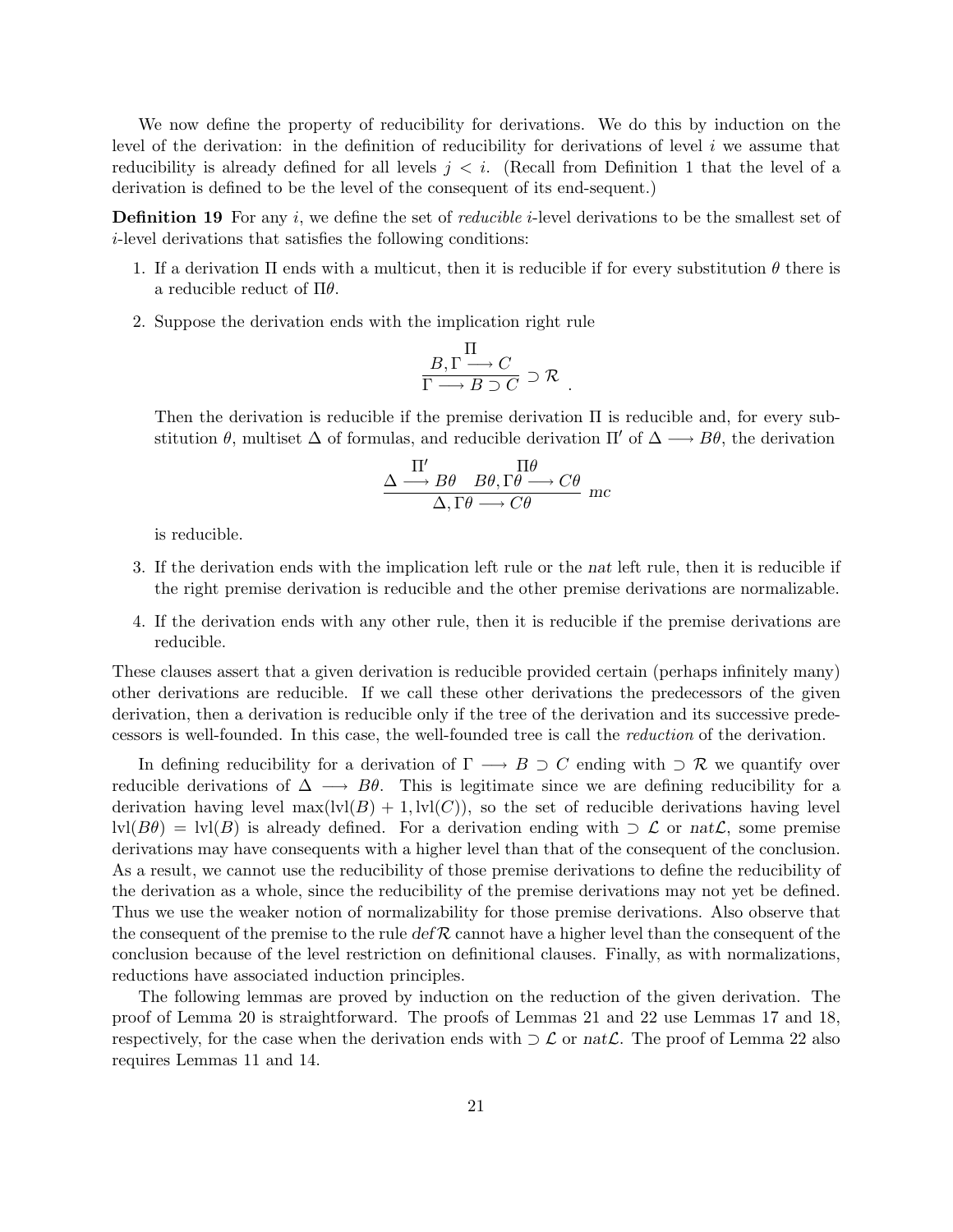We now define the property of reducibility for derivations. We do this by induction on the level of the derivation: in the definition of reducibility for derivations of level $i$ we assume that reducibility is already defined for all levels $j < i$. (Recall from Definition 1 that the level of a derivation is defined to be the level of the consequent of its end-sequent.)

**Definition 19** For any $i$, we define the set of *reducible* $i$-level derivations to be the smallest set of $i$-level derivations that satisfies the following conditions:

1. If a derivation $\Pi$ ends with a multicut, then it is reducible if for every substitution $\theta$ there is a reducible reduct of $\Pi\theta$.

2. Suppose the derivation ends with the implication right rule

$$\frac{\overset{\Pi}{B, \Gamma \longrightarrow C}}{\Gamma \longrightarrow B \supset C} \supset \mathcal{R} \quad .$$

   Then the derivation is reducible if the premise derivation $\Pi$ is reducible and, for every substitution $\theta$, multiset $\Delta$ of formulas, and reducible derivation $\Pi'$ of $\Delta \longrightarrow B\theta$, the derivation

$$\frac{\overset{\Pi'}{\Delta \longrightarrow B\theta} \quad \overset{\Pi\theta}{B\theta, \Gamma\theta \longrightarrow C\theta}}{\Delta, \Gamma\theta \longrightarrow C\theta} \; mc$$

   is reducible.

3. If the derivation ends with the implication left rule or the *nat* left rule, then it is reducible if the right premise derivation is reducible and the other premise derivations are normalizable.

4. If the derivation ends with any other rule, then it is reducible if the premise derivations are reducible.

These clauses assert that a given derivation is reducible provided certain (perhaps infinitely many) other derivations are reducible. If we call these other derivations the predecessors of the given derivation, then a derivation is reducible only if the tree of the derivation and its successive predecessors is well-founded. In this case, the well-founded tree is call the *reduction* of the derivation.

In defining reducibility for a derivation of $\Gamma \longrightarrow B \supset C$ ending with $\supset \mathcal{R}$ we quantify over reducible derivations of $\Delta \longrightarrow B\theta$. This is legitimate since we are defining reducibility for a derivation having level $\max(\text{lvl}(B) + 1, \text{lvl}(C))$, so the set of reducible derivations having level $\text{lvl}(B\theta) = \text{lvl}(B)$ is already defined. For a derivation ending with $\supset \mathcal{L}$ or $nat\mathcal{L}$, some premise derivations may have consequents with a higher level than that of the consequent of the conclusion. As a result, we cannot use the reducibility of those premise derivations to define the reducibility of the derivation as a whole, since the reducibility of the premise derivations may not yet be defined. Thus we use the weaker notion of normalizability for those premise derivations. Also observe that the consequent of the premise to the rule $def\mathcal{R}$ cannot have a higher level than the consequent of the conclusion because of the level restriction on definitional clauses. Finally, as with normalizations, reductions have associated induction principles.

The following lemmas are proved by induction on the reduction of the given derivation. The proof of Lemma 20 is straightforward. The proofs of Lemmas 21 and 22 use Lemmas 17 and 18, respectively, for the case when the derivation ends with $\supset \mathcal{L}$ or $nat\mathcal{L}$. The proof of Lemma 22 also requires Lemmas 11 and 14.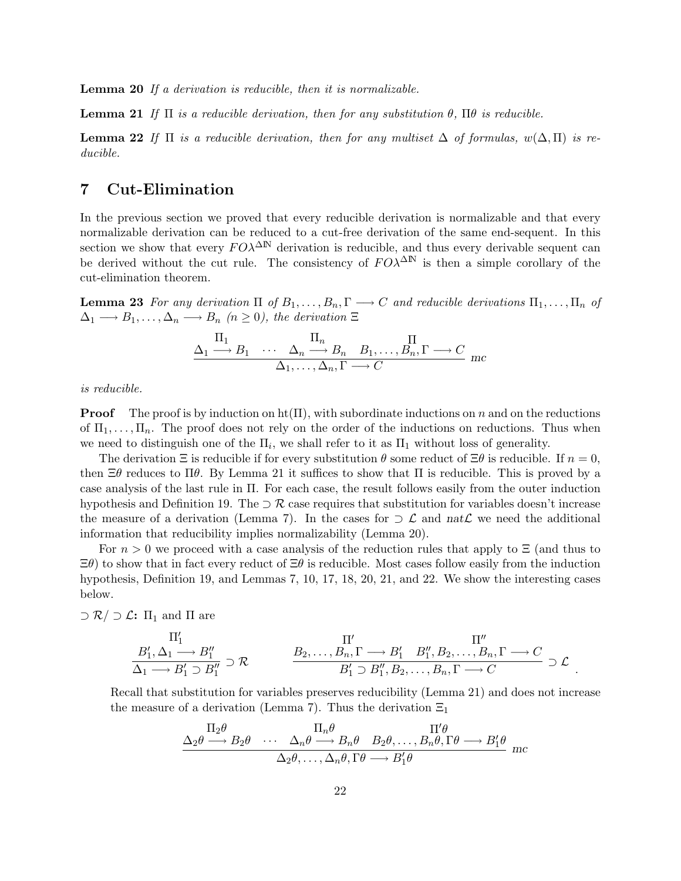**Lemma 20** *If a derivation is reducible, then it is normalizable.*

**Lemma 21** *If $\Pi$ is a reducible derivation, then for any substitution $\theta$, $\Pi\theta$ is reducible.*

**Lemma 22** *If $\Pi$ is a reducible derivation, then for any multiset $\Delta$ of formulas, $w(\Delta, \Pi)$ is reducible.*

## 7 Cut-Elimination

In the previous section we proved that every reducible derivation is normalizable and that every normalizable derivation can be reduced to a cut-free derivation of the same end-sequent. In this section we show that every $FO\lambda^{\Delta\mathbb{N}}$ derivation is reducible, and thus every derivable sequent can be derived without the cut rule. The consistency of $FO\lambda^{\Delta\mathbb{N}}$ is then a simple corollary of the cut-elimination theorem.

**Lemma 23** *For any derivation $\Pi$ of $B_1, \ldots, B_n, \Gamma \longrightarrow C$ and reducible derivations $\Pi_1, \ldots, \Pi_n$ of $\Delta_1 \longrightarrow B_1, \ldots, \Delta_n \longrightarrow B_n$ ($n \geq 0$), the derivation $\Xi$*

$$\frac{\begin{array}{c}\Pi_1 \\ \Delta_1 \longrightarrow B_1\end{array} \quad \cdots \quad \begin{array}{c}\Pi_n \\ \Delta_n \longrightarrow B_n\end{array} \quad \begin{array}{c}\Pi \\ B_1, \ldots, B_n, \Gamma \longrightarrow C\end{array}}{\Delta_1, \ldots, \Delta_n, \Gamma \longrightarrow C} \; mc$$

*is reducible.*

**Proof** The proof is by induction on $\mathrm{ht}(\Pi)$, with subordinate inductions on $n$ and on the reductions of $\Pi_1, \ldots, \Pi_n$. The proof does not rely on the order of the inductions on reductions. Thus when we need to distinguish one of the $\Pi_i$, we shall refer to it as $\Pi_1$ without loss of generality.

The derivation $\Xi$ is reducible if for every substitution $\theta$ some reduct of $\Xi\theta$ is reducible. If $n = 0$, then $\Xi\theta$ reduces to $\Pi\theta$. By Lemma 21 it suffices to show that $\Pi$ is reducible. This is proved by a case analysis of the last rule in $\Pi$. For each case, the result follows easily from the outer induction hypothesis and Definition 19. The $\supset \mathcal{R}$ case requires that substitution for variables doesn't increase the measure of a derivation (Lemma 7). In the cases for $\supset \mathcal{L}$ and $nat\mathcal{L}$ we need the additional information that reducibility implies normalizability (Lemma 20).

For $n > 0$ we proceed with a case analysis of the reduction rules that apply to $\Xi$ (and thus to $\Xi\theta$) to show that in fact every reduct of $\Xi\theta$ is reducible. Most cases follow easily from the induction hypothesis, Definition 19, and Lemmas 7, 10, 17, 18, 20, 21, and 22. We show the interesting cases below.

**$\supset \mathcal{R} / \supset \mathcal{L}$:** $\Pi_1$ and $\Pi$ are

$$\frac{\begin{array}{c}\Pi_1' \\ B_1', \Delta_1 \longrightarrow B_1''\end{array}}{\Delta_1 \longrightarrow B_1' \supset B_1''} \supset \mathcal{R} \qquad \frac{\begin{array}{c}\Pi' \\ B_2, \ldots, B_n, \Gamma \longrightarrow B_1'\end{array} \quad \begin{array}{c}\Pi'' \\ B_1'', B_2, \ldots, B_n, \Gamma \longrightarrow C\end{array}}{B_1' \supset B_1'', B_2, \ldots, B_n, \Gamma \longrightarrow C} \supset \mathcal{L} \; .$$

Recall that substitution for variables preserves reducibility (Lemma 21) and does not increase the measure of a derivation (Lemma 7). Thus the derivation $\Xi_1$

$$\frac{\begin{array}{c}\Pi_2\theta \\ \Delta_2\theta \longrightarrow B_2\theta\end{array} \quad \cdots \quad \begin{array}{c}\Pi_n\theta \\ \Delta_n\theta \longrightarrow B_n\theta\end{array} \quad \begin{array}{c}\Pi'\theta \\ B_2\theta, \ldots, B_n\theta, \Gamma\theta \longrightarrow B_1'\theta\end{array}}{\Delta_2\theta, \ldots, \Delta_n\theta, \Gamma\theta \longrightarrow B_1'\theta} \; mc$$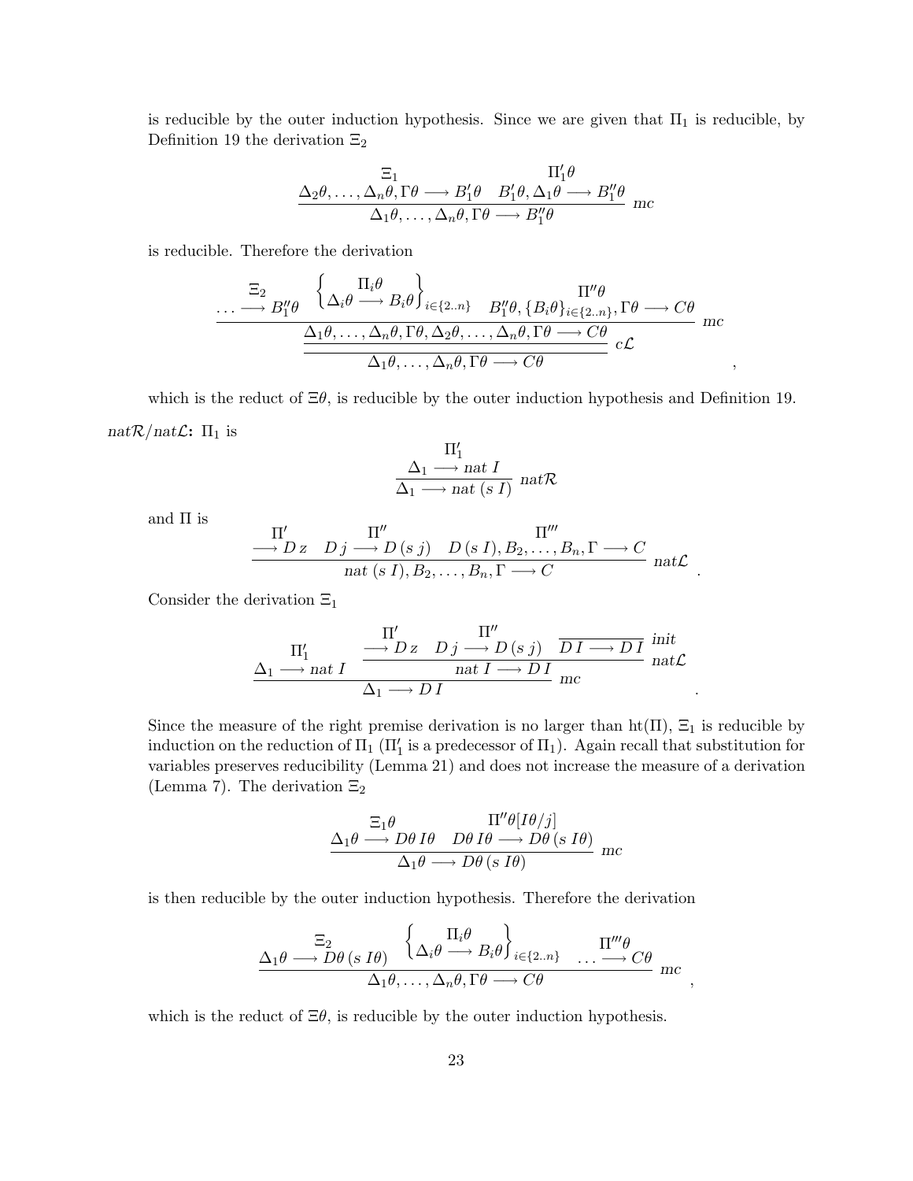is reducible by the outer induction hypothesis. Since we are given that $\Pi_1$ is reducible, by Definition 19 the derivation $\Xi_2$

$$\dfrac{\begin{array}{c}\Xi_1 \\ \Delta_2\theta, \ldots, \Delta_n\theta, \Gamma\theta \longrightarrow B_1'\theta\end{array} \quad \begin{array}{c}\Pi_1'\theta \\ B_1'\theta, \Delta_1\theta \longrightarrow B_1''\theta\end{array}}{\Delta_1\theta, \ldots, \Delta_n\theta, \Gamma\theta \longrightarrow B_1''\theta} \ mc$$

is reducible. Therefore the derivation

$$\dfrac{\begin{array}{c}\Xi_2 \\ \ldots \longrightarrow B_1''\theta\end{array} \quad \left\{\begin{array}{c}\Pi_i\theta \\ \Delta_i\theta \longrightarrow B_i\theta\end{array}\right\}_{i\in\{2..n\}} \quad \begin{array}{c}\Pi''\theta \\ B_1''\theta, \{B_i\theta\}_{i\in\{2..n\}}, \Gamma\theta \longrightarrow C\theta\end{array}}{\dfrac{\Delta_1\theta, \ldots, \Delta_n\theta, \Gamma\theta, \Delta_2\theta, \ldots, \Delta_n\theta, \Gamma\theta \longrightarrow C\theta}{\Delta_1\theta, \ldots, \Delta_n\theta, \Gamma\theta \longrightarrow C\theta} \ c\mathcal{L}} \ mc \quad ,$$

which is the reduct of $\Xi\theta$, is reducible by the outer induction hypothesis and Definition 19.

**$nat\mathcal{R}/nat\mathcal{L}$:** $\Pi_1$ is

$$\dfrac{\begin{array}{c}\Pi_1' \\ \Delta_1 \longrightarrow nat\ I\end{array}}{\Delta_1 \longrightarrow nat\ (s\ I)} \ nat\mathcal{R}$$

and $\Pi$ is

$$\dfrac{\begin{array}{c}\Pi' \\ \longrightarrow D\, z\end{array} \quad \begin{array}{c}\Pi'' \\ D\, j \longrightarrow D\, (s\ j)\end{array} \quad \begin{array}{c}\Pi''' \\ D\, (s\ I), B_2, \ldots, B_n, \Gamma \longrightarrow C\end{array}}{nat\ (s\ I), B_2, \ldots, B_n, \Gamma \longrightarrow C} \ nat\mathcal{L} \quad .$$

Consider the derivation $\Xi_1$

$$\dfrac{\begin{array}{c}\Pi_1' \\ \Delta_1 \longrightarrow nat\ I\end{array} \quad \dfrac{\begin{array}{c}\Pi' \\ \longrightarrow D\, z\end{array} \quad \begin{array}{c}\Pi'' \\ D\, j \longrightarrow D\, (s\ j)\end{array} \quad \dfrac{}{D\, I \longrightarrow D\, I} \ init}{nat\ I \longrightarrow D\, I} \ nat\mathcal{L}}{\Delta_1 \longrightarrow D\, I} \ mc \quad .$$

Since the measure of the right premise derivation is no larger than $\mathrm{ht}(\Pi)$, $\Xi_1$ is reducible by induction on the reduction of $\Pi_1$ ($\Pi_1'$ is a predecessor of $\Pi_1$). Again recall that substitution for variables preserves reducibility (Lemma 21) and does not increase the measure of a derivation (Lemma 7). The derivation $\Xi_2$

$$\dfrac{\begin{array}{c}\Xi_1\theta \\ \Delta_1\theta \longrightarrow D\theta\, I\theta\end{array} \quad \begin{array}{c}\Pi''\theta[I\theta/j] \\ D\theta\, I\theta \longrightarrow D\theta\, (s\ I\theta)\end{array}}{\Delta_1\theta \longrightarrow D\theta\, (s\ I\theta)} \ mc$$

is then reducible by the outer induction hypothesis. Therefore the derivation

$$\dfrac{\begin{array}{c}\Xi_2 \\ \Delta_1\theta \longrightarrow D\theta\, (s\ I\theta)\end{array} \quad \left\{\begin{array}{c}\Pi_i\theta \\ \Delta_i\theta \longrightarrow B_i\theta\end{array}\right\}_{i\in\{2..n\}} \quad \begin{array}{c}\Pi'''\theta \\ \ldots \longrightarrow C\theta\end{array}}{\Delta_1\theta, \ldots, \Delta_n\theta, \Gamma\theta \longrightarrow C\theta} \ mc \quad ,$$

which is the reduct of $\Xi\theta$, is reducible by the outer induction hypothesis.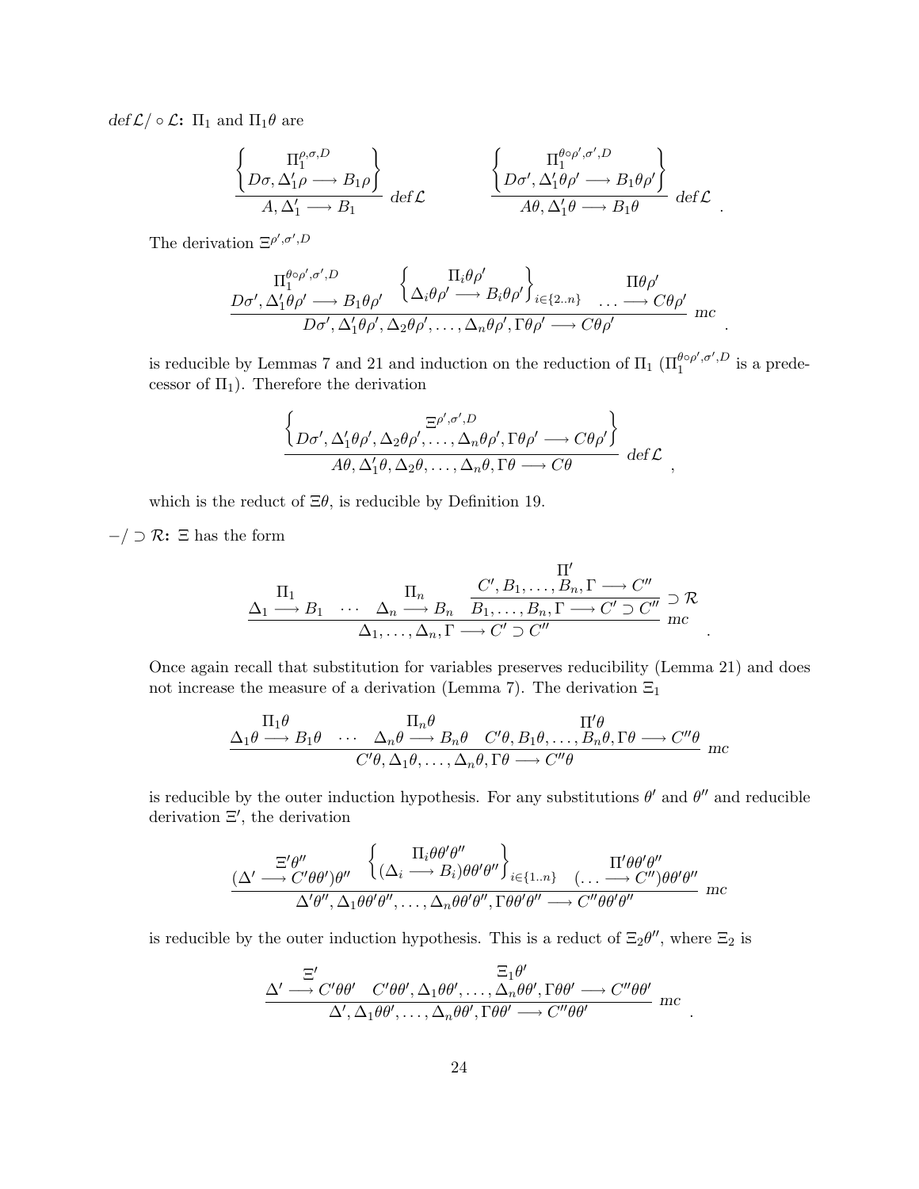**$def\mathcal{L}/\circ\mathcal{L}$:** $\Pi_1$ and $\Pi_1\theta$ are

$$
\frac{\left\{\begin{matrix}\Pi_1^{\rho,\sigma,D} \\ D\sigma, \Delta_1'\rho \longrightarrow B_1\rho\end{matrix}\right\}}{A, \Delta_1' \longrightarrow B_1}\ def\mathcal{L} \qquad\qquad \frac{\left\{\begin{matrix}\Pi_1^{\theta\circ\rho',\sigma',D} \\ D\sigma', \Delta_1'\theta\rho' \longrightarrow B_1\theta\rho'\end{matrix}\right\}}{A\theta, \Delta_1'\theta \longrightarrow B_1\theta}\ def\mathcal{L}\ .
$$

The derivation $\Xi^{\rho',\sigma',D}$

$$
\frac{\begin{matrix}\Pi_1^{\theta\circ\rho',\sigma',D} \\ D\sigma', \Delta_1'\theta\rho' \longrightarrow B_1\theta\rho'\end{matrix} \quad \left\{\begin{matrix}\Pi_i\theta\rho' \\ \Delta_i\theta\rho' \longrightarrow B_i\theta\rho'\end{matrix}\right\}_{i\in\{2..n\}} \quad \begin{matrix}\Pi\theta\rho' \\ \ldots \longrightarrow C\theta\rho'\end{matrix}}{D\sigma', \Delta_1'\theta\rho', \Delta_2\theta\rho', \ldots, \Delta_n\theta\rho', \Gamma\theta\rho' \longrightarrow C\theta\rho'}\ mc\ .
$$

is reducible by Lemmas 7 and 21 and induction on the reduction of $\Pi_1$ ($\Pi_1^{\theta\circ\rho',\sigma',D}$ is a predecessor of $\Pi_1$). Therefore the derivation

$$
\frac{\left\{\begin{matrix}\Xi^{\rho',\sigma',D} \\ D\sigma', \Delta_1'\theta\rho', \Delta_2\theta\rho', \ldots, \Delta_n\theta\rho', \Gamma\theta\rho' \longrightarrow C\theta\rho'\end{matrix}\right\}}{A\theta, \Delta_1'\theta, \Delta_2\theta, \ldots, \Delta_n\theta, \Gamma\theta \longrightarrow C\theta}\ def\mathcal{L}\ ,
$$

which is the reduct of $\Xi\theta$, is reducible by Definition 19.

**$-/\supset\mathcal{R}$:** $\Xi$ has the form

$$
\frac{\begin{matrix}\Pi_1 \\ \Delta_1 \longrightarrow B_1\end{matrix} \quad \cdots \quad \begin{matrix}\Pi_n \\ \Delta_n \longrightarrow B_n\end{matrix} \quad \dfrac{\begin{matrix}\Pi' \\ C', B_1, \ldots, B_n, \Gamma \longrightarrow C''\end{matrix}}{B_1, \ldots, B_n, \Gamma \longrightarrow C' \supset C''}\supset\mathcal{R}}{\Delta_1, \ldots, \Delta_n, \Gamma \longrightarrow C' \supset C''}\ mc\ .
$$

Once again recall that substitution for variables preserves reducibility (Lemma 21) and does not increase the measure of a derivation (Lemma 7). The derivation $\Xi_1$

$$
\frac{\begin{matrix}\Pi_1\theta \\ \Delta_1\theta \longrightarrow B_1\theta\end{matrix} \quad \cdots \quad \begin{matrix}\Pi_n\theta \\ \Delta_n\theta \longrightarrow B_n\theta\end{matrix} \quad \begin{matrix}\Pi'\theta \\ C'\theta, B_1\theta, \ldots, B_n\theta, \Gamma\theta \longrightarrow C''\theta\end{matrix}}{C'\theta, \Delta_1\theta, \ldots, \Delta_n\theta, \Gamma\theta \longrightarrow C''\theta}\ mc
$$

is reducible by the outer induction hypothesis. For any substitutions $\theta'$ and $\theta''$ and reducible derivation $\Xi'$, the derivation

$$
\frac{\begin{matrix}\Xi'\theta'' \\ (\Delta' \longrightarrow C'\theta\theta')\theta''\end{matrix} \quad \left\{\begin{matrix}\Pi_i\theta\theta'\theta'' \\ (\Delta_i \longrightarrow B_i)\theta\theta'\theta''\end{matrix}\right\}_{i\in\{1..n\}} \quad \begin{matrix}\Pi'\theta\theta'\theta'' \\ (\ldots \longrightarrow C'')\theta\theta'\theta''\end{matrix}}{\Delta'\theta'', \Delta_1\theta\theta'\theta'', \ldots, \Delta_n\theta\theta'\theta'', \Gamma\theta\theta'\theta'' \longrightarrow C''\theta\theta'\theta''}\ mc
$$

is reducible by the outer induction hypothesis. This is a reduct of $\Xi_2\theta''$, where $\Xi_2$ is

$$
\frac{\begin{matrix}\Xi' \\ \Delta' \longrightarrow C'\theta\theta'\end{matrix} \quad \begin{matrix}\Xi_1\theta' \\ C'\theta\theta', \Delta_1\theta\theta', \ldots, \Delta_n\theta\theta', \Gamma\theta\theta' \longrightarrow C''\theta\theta'\end{matrix}}{\Delta', \Delta_1\theta\theta', \ldots, \Delta_n\theta\theta', \Gamma\theta\theta' \longrightarrow C''\theta\theta'}\ mc\ .
$$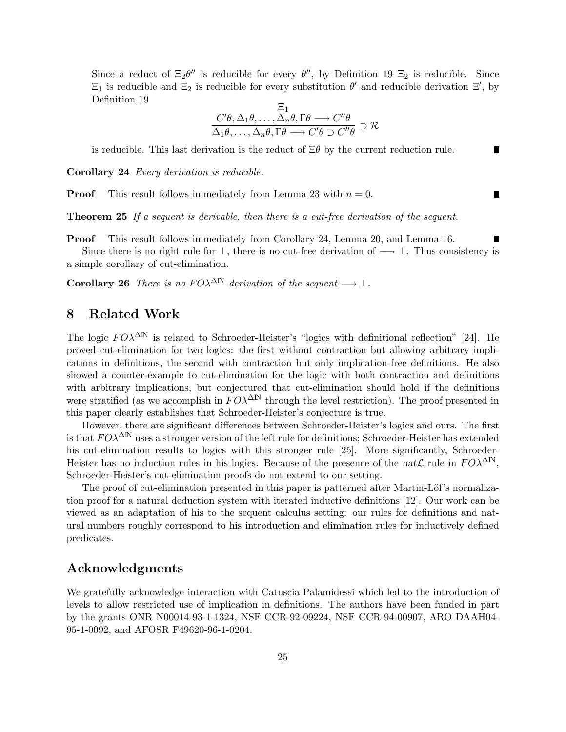Since a reduct of $\Xi_2\theta''$ is reducible for every $\theta''$, by Definition 19 $\Xi_2$ is reducible. Since $\Xi_1$ is reducible and $\Xi_2$ is reducible for every substitution $\theta'$ and reducible derivation $\Xi'$, by Definition 19

$$\dfrac{\begin{array}{c}\Xi_1\\ C'\theta, \Delta_1\theta, \ldots, \Delta_n\theta, \Gamma\theta \longrightarrow C''\theta\end{array}}{\Delta_1\theta, \ldots, \Delta_n\theta, \Gamma\theta \longrightarrow C'\theta \supset C''\theta} \supset \mathcal{R}$$

is reducible. This last derivation is the reduct of $\Xi\theta$ by the current reduction rule. ∎

**Corollary 24** *Every derivation is reducible.*

**Proof** This result follows immediately from Lemma 23 with $n = 0$. ∎

**Theorem 25** *If a sequent is derivable, then there is a cut-free derivation of the sequent.*

**Proof** This result follows immediately from Corollary 24, Lemma 20, and Lemma 16. ∎

Since there is no right rule for $\perp$, there is no cut-free derivation of $\longrightarrow \perp$. Thus consistency is a simple corollary of cut-elimination.

**Corollary 26** *There is no $FO\lambda^{\Delta\mathbb{N}}$ derivation of the sequent $\longrightarrow \perp$.*

## 8 Related Work

The logic $FO\lambda^{\Delta\mathbb{N}}$ is related to Schroeder-Heister's "logics with definitional reflection" [24]. He proved cut-elimination for two logics: the first without contraction but allowing arbitrary implications in definitions, the second with contraction but only implication-free definitions. He also showed a counter-example to cut-elimination for the logic with both contraction and definitions with arbitrary implications, but conjectured that cut-elimination should hold if the definitions were stratified (as we accomplish in $FO\lambda^{\Delta\mathbb{N}}$ through the level restriction). The proof presented in this paper clearly establishes that Schroeder-Heister's conjecture is true.

However, there are significant differences between Schroeder-Heister's logics and ours. The first is that $FO\lambda^{\Delta\mathbb{N}}$ uses a stronger version of the left rule for definitions; Schroeder-Heister has extended his cut-elimination results to logics with this stronger rule [25]. More significantly, Schroeder-Heister has no induction rules in his logics. Because of the presence of the $nat\mathcal{L}$ rule in $FO\lambda^{\Delta\mathbb{N}}$, Schroeder-Heister's cut-elimination proofs do not extend to our setting.

The proof of cut-elimination presented in this paper is patterned after Martin-Löf's normalization proof for a natural deduction system with iterated inductive definitions [12]. Our work can be viewed as an adaptation of his to the sequent calculus setting: our rules for definitions and natural numbers roughly correspond to his introduction and elimination rules for inductively defined predicates.

## Acknowledgments

We gratefully acknowledge interaction with Catuscia Palamidessi which led to the introduction of levels to allow restricted use of implication in definitions. The authors have been funded in part by the grants ONR N00014-93-1-1324, NSF CCR-92-09224, NSF CCR-94-00907, ARO DAAH04-95-1-0092, and AFOSR F49620-96-1-0204.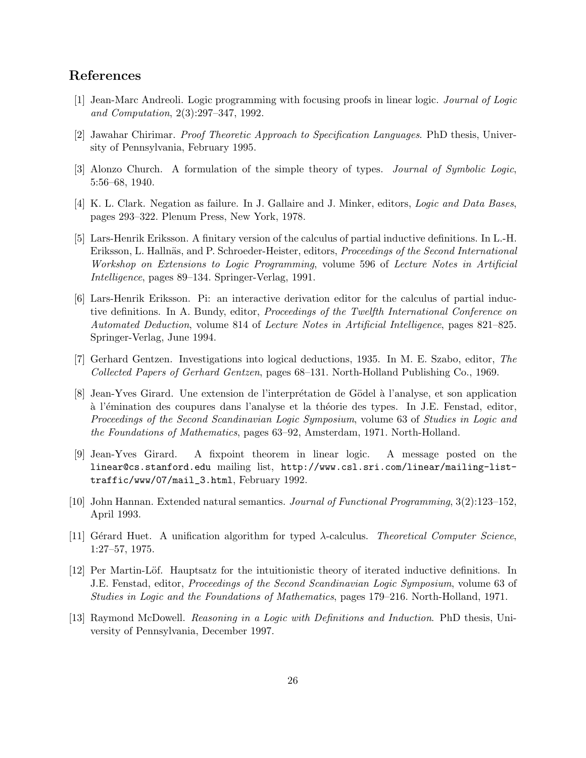## References

[1] Jean-Marc Andreoli. Logic programming with focusing proofs in linear logic. *Journal of Logic and Computation*, 2(3):297–347, 1992.

[2] Jawahar Chirimar. *Proof Theoretic Approach to Specification Languages*. PhD thesis, University of Pennsylvania, February 1995.

[3] Alonzo Church. A formulation of the simple theory of types. *Journal of Symbolic Logic*, 5:56–68, 1940.

[4] K. L. Clark. Negation as failure. In J. Gallaire and J. Minker, editors, *Logic and Data Bases*, pages 293–322. Plenum Press, New York, 1978.

[5] Lars-Henrik Eriksson. A finitary version of the calculus of partial inductive definitions. In L.-H. Eriksson, L. Hallnäs, and P. Schroeder-Heister, editors, *Proceedings of the Second International Workshop on Extensions to Logic Programming*, volume 596 of *Lecture Notes in Artificial Intelligence*, pages 89–134. Springer-Verlag, 1991.

[6] Lars-Henrik Eriksson. Pi: an interactive derivation editor for the calculus of partial inductive definitions. In A. Bundy, editor, *Proceedings of the Twelfth International Conference on Automated Deduction*, volume 814 of *Lecture Notes in Artificial Intelligence*, pages 821–825. Springer-Verlag, June 1994.

[7] Gerhard Gentzen. Investigations into logical deductions, 1935. In M. E. Szabo, editor, *The Collected Papers of Gerhard Gentzen*, pages 68–131. North-Holland Publishing Co., 1969.

[8] Jean-Yves Girard. Une extension de l'interprétation de Gödel à l'analyse, et son application à l'émination des coupures dans l'analyse et la théorie des types. In J.E. Fenstad, editor, *Proceedings of the Second Scandinavian Logic Symposium*, volume 63 of *Studies in Logic and the Foundations of Mathematics*, pages 63–92, Amsterdam, 1971. North-Holland.

[9] Jean-Yves Girard. A fixpoint theorem in linear logic. A message posted on the `linear@cs.stanford.edu` mailing list, `http://www.csl.sri.com/linear/mailing-list-traffic/www/07/mail_3.html`, February 1992.

[10] John Hannan. Extended natural semantics. *Journal of Functional Programming*, 3(2):123–152, April 1993.

[11] Gérard Huet. A unification algorithm for typed $\lambda$-calculus. *Theoretical Computer Science*, 1:27–57, 1975.

[12] Per Martin-Löf. Hauptsatz for the intuitionistic theory of iterated inductive definitions. In J.E. Fenstad, editor, *Proceedings of the Second Scandinavian Logic Symposium*, volume 63 of *Studies in Logic and the Foundations of Mathematics*, pages 179–216. North-Holland, 1971.

[13] Raymond McDowell. *Reasoning in a Logic with Definitions and Induction*. PhD thesis, University of Pennsylvania, December 1997.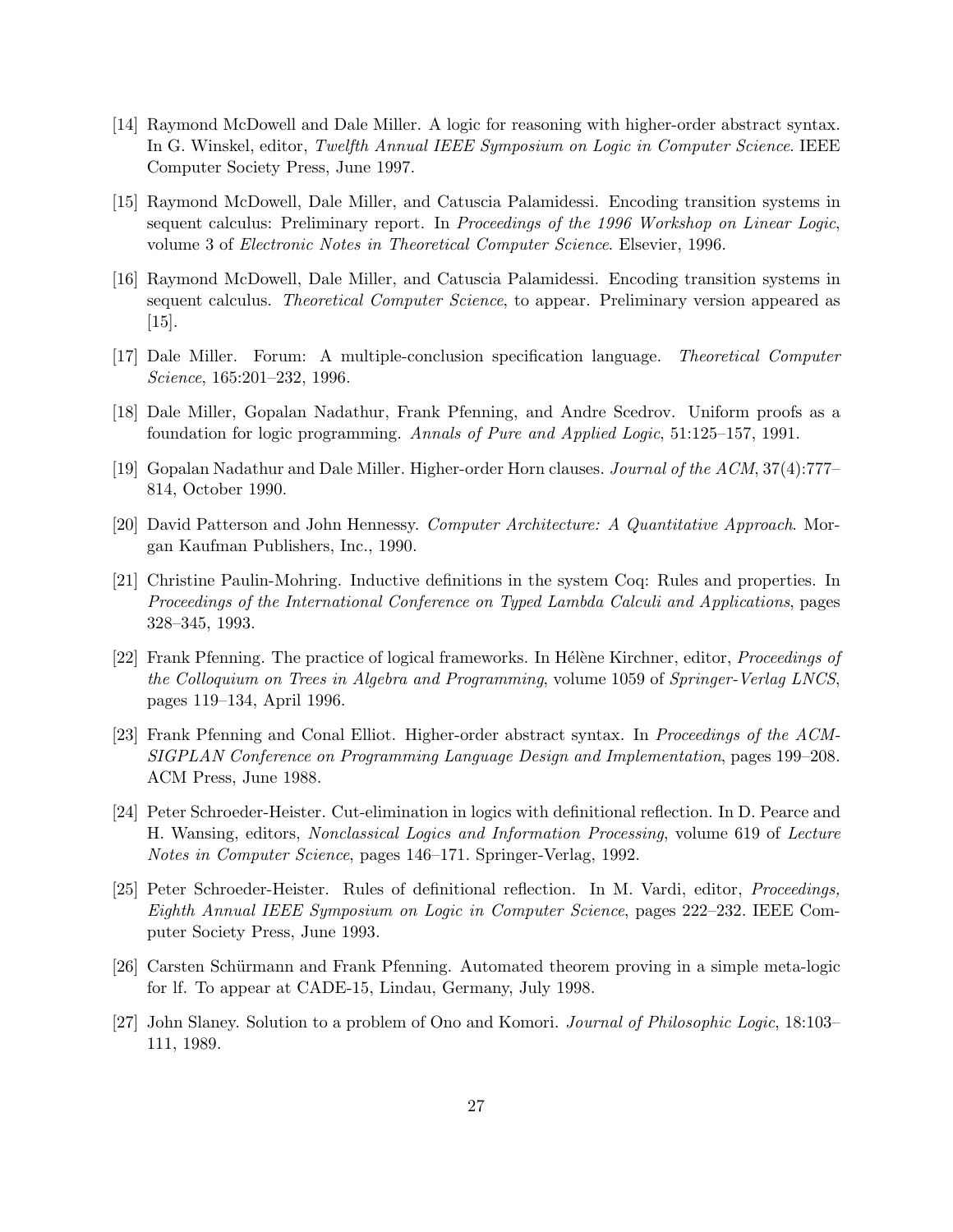[14] Raymond McDowell and Dale Miller. A logic for reasoning with higher-order abstract syntax. In G. Winskel, editor, *Twelfth Annual IEEE Symposium on Logic in Computer Science*. IEEE Computer Society Press, June 1997.

[15] Raymond McDowell, Dale Miller, and Catuscia Palamidessi. Encoding transition systems in sequent calculus: Preliminary report. In *Proceedings of the 1996 Workshop on Linear Logic*, volume 3 of *Electronic Notes in Theoretical Computer Science*. Elsevier, 1996.

[16] Raymond McDowell, Dale Miller, and Catuscia Palamidessi. Encoding transition systems in sequent calculus. *Theoretical Computer Science*, to appear. Preliminary version appeared as [15].

[17] Dale Miller. Forum: A multiple-conclusion specification language. *Theoretical Computer Science*, 165:201–232, 1996.

[18] Dale Miller, Gopalan Nadathur, Frank Pfenning, and Andre Scedrov. Uniform proofs as a foundation for logic programming. *Annals of Pure and Applied Logic*, 51:125–157, 1991.

[19] Gopalan Nadathur and Dale Miller. Higher-order Horn clauses. *Journal of the ACM*, 37(4):777–814, October 1990.

[20] David Patterson and John Hennessy. *Computer Architecture: A Quantitative Approach*. Morgan Kaufman Publishers, Inc., 1990.

[21] Christine Paulin-Mohring. Inductive definitions in the system Coq: Rules and properties. In *Proceedings of the International Conference on Typed Lambda Calculi and Applications*, pages 328–345, 1993.

[22] Frank Pfenning. The practice of logical frameworks. In Hélène Kirchner, editor, *Proceedings of the Colloquium on Trees in Algebra and Programming*, volume 1059 of *Springer-Verlag LNCS*, pages 119–134, April 1996.

[23] Frank Pfenning and Conal Elliot. Higher-order abstract syntax. In *Proceedings of the ACM-SIGPLAN Conference on Programming Language Design and Implementation*, pages 199–208. ACM Press, June 1988.

[24] Peter Schroeder-Heister. Cut-elimination in logics with definitional reflection. In D. Pearce and H. Wansing, editors, *Nonclassical Logics and Information Processing*, volume 619 of *Lecture Notes in Computer Science*, pages 146–171. Springer-Verlag, 1992.

[25] Peter Schroeder-Heister. Rules of definitional reflection. In M. Vardi, editor, *Proceedings, Eighth Annual IEEE Symposium on Logic in Computer Science*, pages 222–232. IEEE Computer Society Press, June 1993.

[26] Carsten Schürmann and Frank Pfenning. Automated theorem proving in a simple meta-logic for lf. To appear at CADE-15, Lindau, Germany, July 1998.

[27] John Slaney. Solution to a problem of Ono and Komori. *Journal of Philosophic Logic*, 18:103–111, 1989.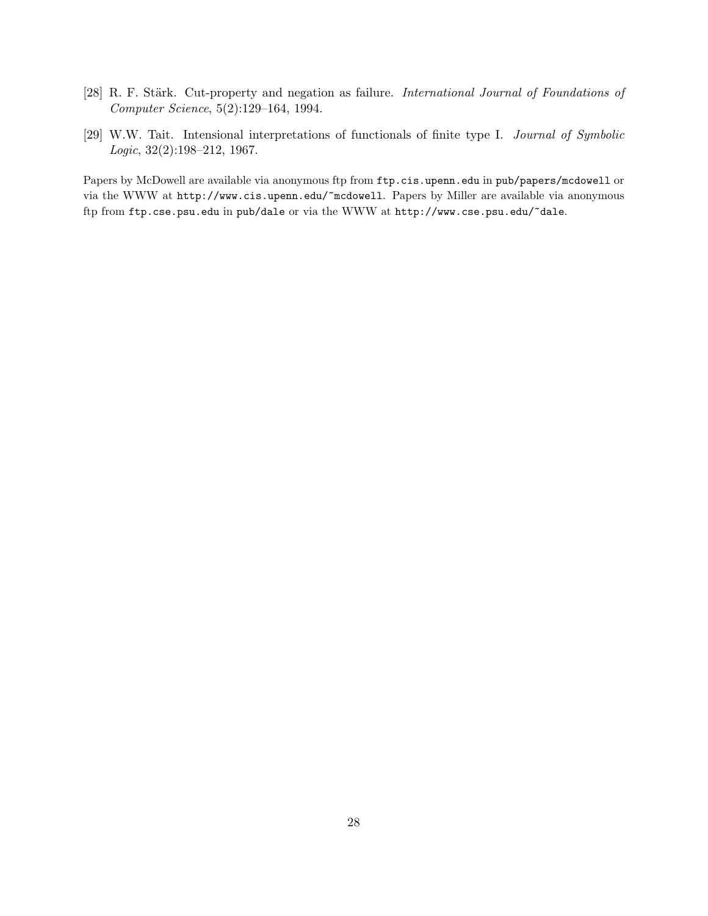[28] R. F. Stärk. Cut-property and negation as failure. *International Journal of Foundations of Computer Science*, 5(2):129–164, 1994.

[29] W.W. Tait. Intensional interpretations of functionals of finite type I. *Journal of Symbolic Logic*, 32(2):198–212, 1967.

Papers by McDowell are available via anonymous ftp from `ftp.cis.upenn.edu` in `pub/papers/mcdowell` or via the WWW at `http://www.cis.upenn.edu/~mcdowell`. Papers by Miller are available via anonymous ftp from `ftp.cse.psu.edu` in `pub/dale` or via the WWW at `http://www.cse.psu.edu/~dale`.